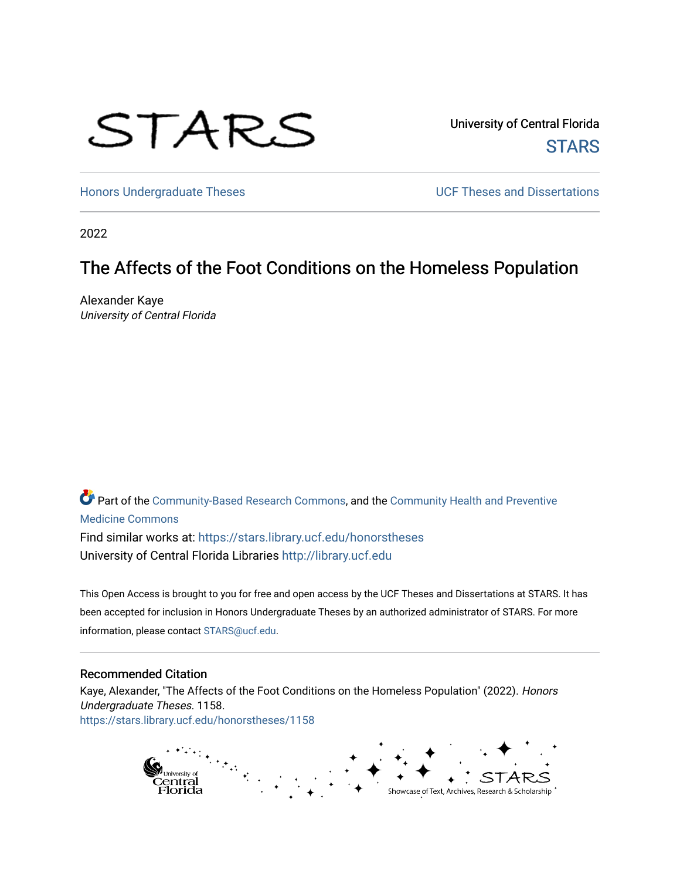STARS

University of Central Florida
STARS

Honors Undergraduate Theses

UCF Theses and Dissertations

2022

# The Affects of the Foot Conditions on the Homeless Population

Alexander Kaye
*University of Central Florida*

Part of the Community-Based Research Commons, and the Community Health and Preventive Medicine Commons

Find similar works at: https://stars.library.ucf.edu/honorstheses
University of Central Florida Libraries http://library.ucf.edu

This Open Access is brought to you for free and open access by the UCF Theses and Dissertations at STARS. It has been accepted for inclusion in Honors Undergraduate Theses by an authorized administrator of STARS. For more information, please contact STARS@ucf.edu.

## Recommended Citation

Kaye, Alexander, "The Affects of the Foot Conditions on the Homeless Population" (2022). *Honors Undergraduate Theses*. 1158.
https://stars.library.ucf.edu/honorstheses/1158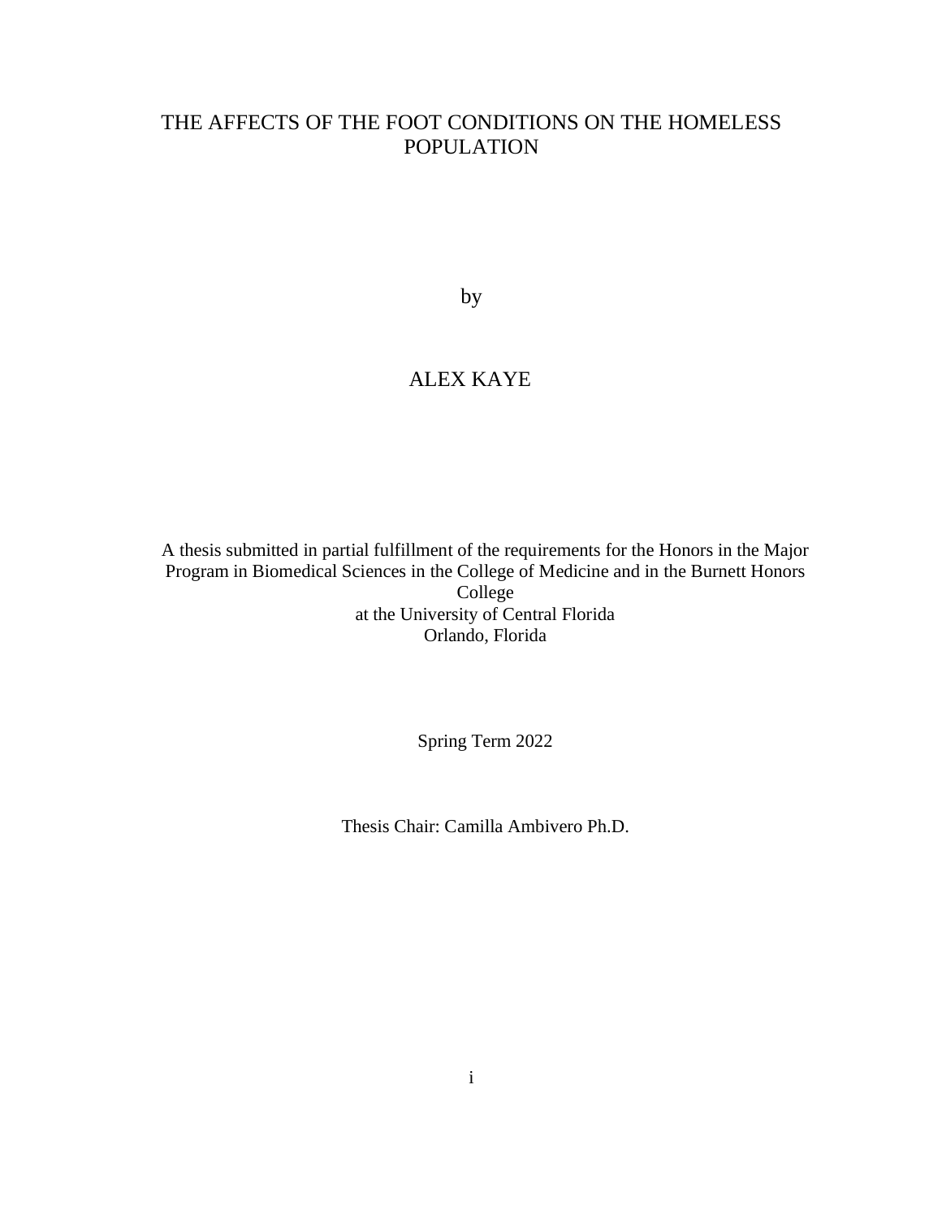# THE AFFECTS OF THE FOOT CONDITIONS ON THE HOMELESS POPULATION

by

ALEX KAYE

A thesis submitted in partial fulfillment of the requirements for the Honors in the Major Program in Biomedical Sciences in the College of Medicine and in the Burnett Honors College
at the University of Central Florida
Orlando, Florida

Spring Term 2022

Thesis Chair: Camilla Ambivero Ph.D.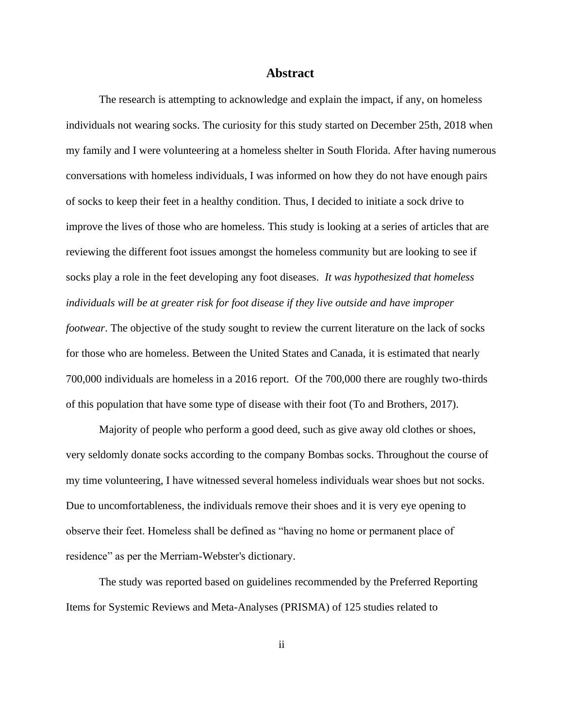## Abstract

The research is attempting to acknowledge and explain the impact, if any, on homeless individuals not wearing socks. The curiosity for this study started on December 25th, 2018 when my family and I were volunteering at a homeless shelter in South Florida. After having numerous conversations with homeless individuals, I was informed on how they do not have enough pairs of socks to keep their feet in a healthy condition. Thus, I decided to initiate a sock drive to improve the lives of those who are homeless. This study is looking at a series of articles that are reviewing the different foot issues amongst the homeless community but are looking to see if socks play a role in the feet developing any foot diseases. *It was hypothesized that homeless individuals will be at greater risk for foot disease if they live outside and have improper footwear*. The objective of the study sought to review the current literature on the lack of socks for those who are homeless. Between the United States and Canada, it is estimated that nearly 700,000 individuals are homeless in a 2016 report. Of the 700,000 there are roughly two-thirds of this population that have some type of disease with their foot (To and Brothers, 2017).

Majority of people who perform a good deed, such as give away old clothes or shoes, very seldomly donate socks according to the company Bombas socks. Throughout the course of my time volunteering, I have witnessed several homeless individuals wear shoes but not socks. Due to uncomfortableness, the individuals remove their shoes and it is very eye opening to observe their feet. Homeless shall be defined as "having no home or permanent place of residence" as per the Merriam-Webster's dictionary.

The study was reported based on guidelines recommended by the Preferred Reporting Items for Systemic Reviews and Meta-Analyses (PRISMA) of 125 studies related to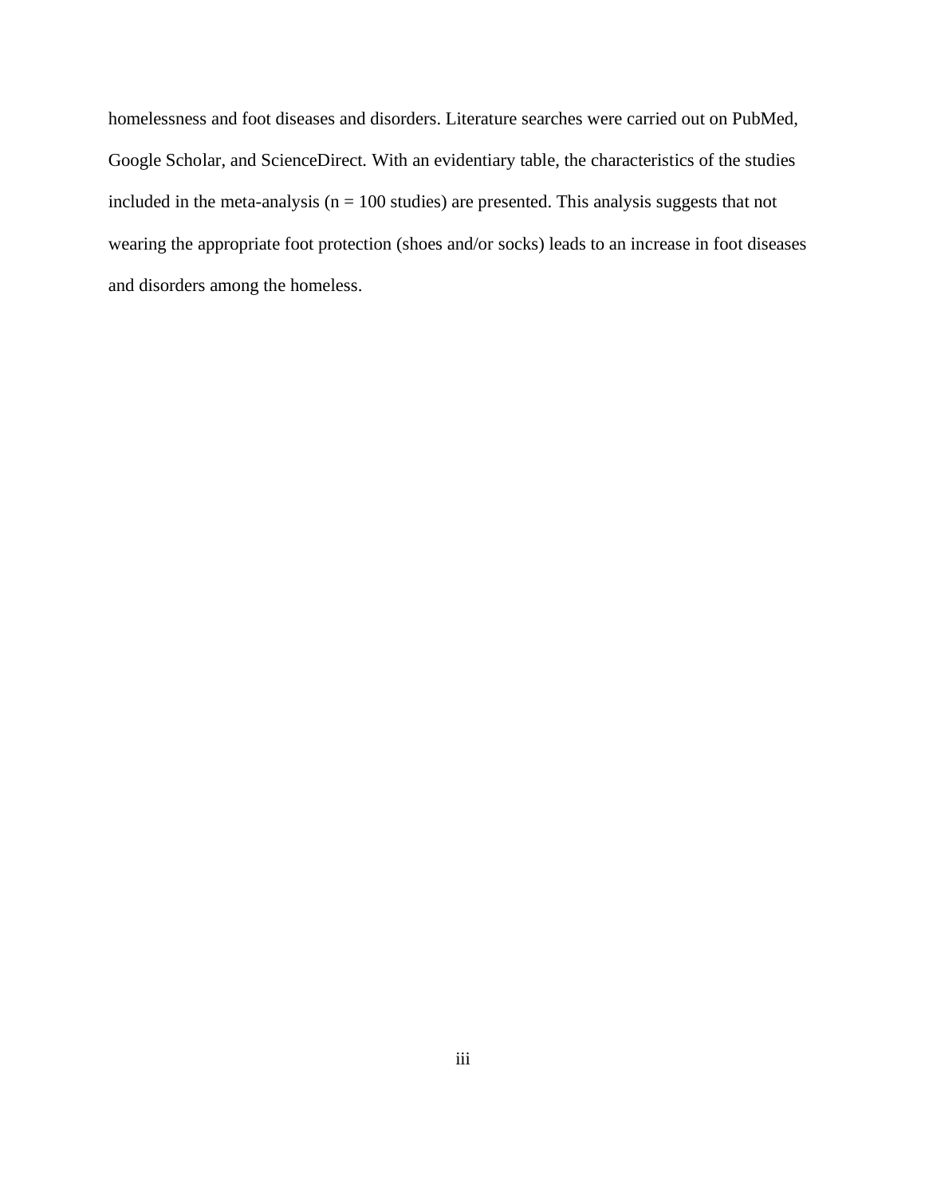homelessness and foot diseases and disorders. Literature searches were carried out on PubMed, Google Scholar, and ScienceDirect. With an evidentiary table, the characteristics of the studies included in the meta-analysis (n = 100 studies) are presented. This analysis suggests that not wearing the appropriate foot protection (shoes and/or socks) leads to an increase in foot diseases and disorders among the homeless.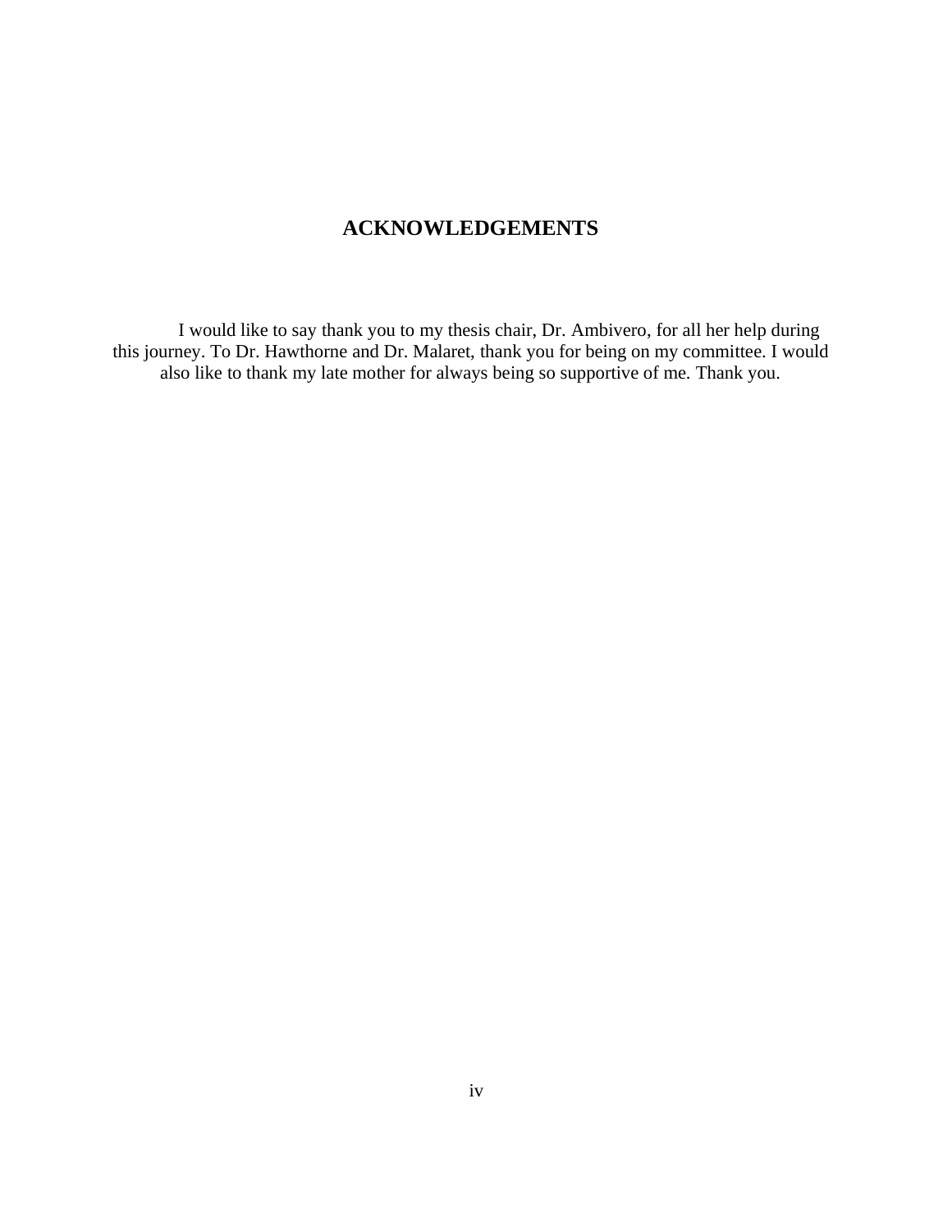# ACKNOWLEDGEMENTS

I would like to say thank you to my thesis chair, Dr. Ambivero, for all her help during this journey. To Dr. Hawthorne and Dr. Malaret, thank you for being on my committee. I would also like to thank my late mother for always being so supportive of me. Thank you.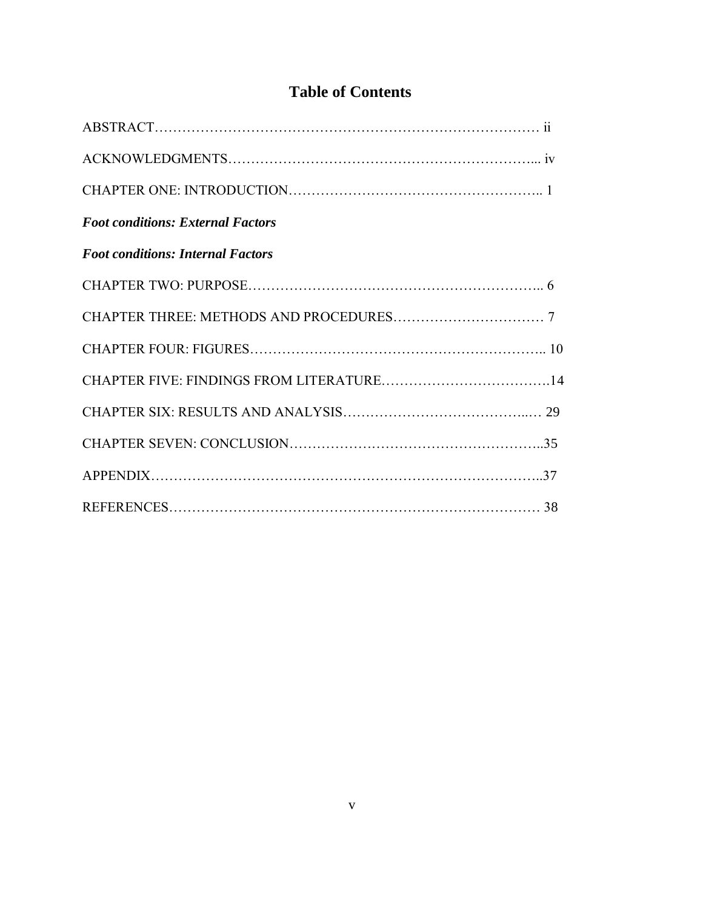# Table of Contents

ABSTRACT………………………………………………………………………… ii

ACKNOWLEDGMENTS…………………………………………………………... iv

CHAPTER ONE: INTRODUCTION…………………………………………….. 1

***Foot conditions: External Factors***

***Foot conditions: Internal Factors***

CHAPTER TWO: PURPOSE……………………………………………………... 6

CHAPTER THREE: METHODS AND PROCEDURES…………………………… 7

CHAPTER FOUR: FIGURES……………………………………………………….. 10

CHAPTER FIVE: FINDINGS FROM LITERATURE……………………………….14

CHAPTER SIX: RESULTS AND ANALYSIS…………………………………..… 29

CHAPTER SEVEN: CONCLUSION……………………………………………...35

APPENDIX………………………………………………………………………..37

REFERENCES…………………………………………………………………… 38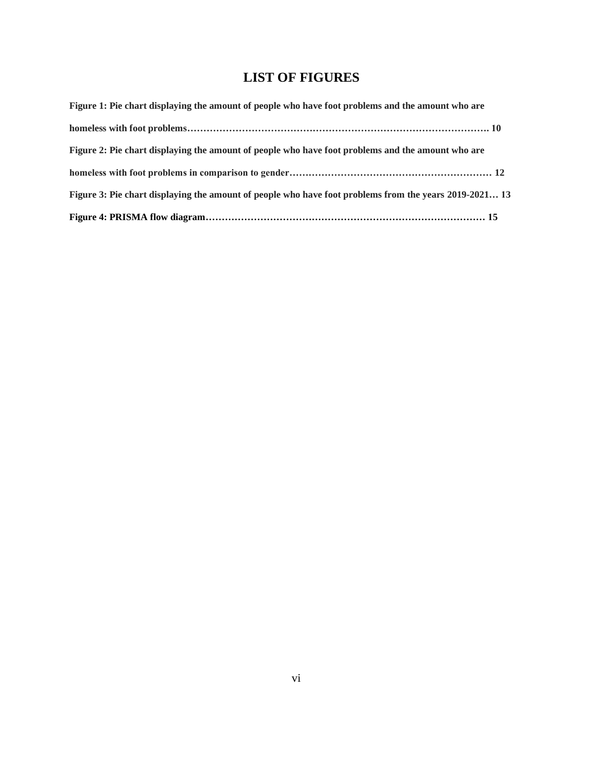# LIST OF FIGURES

**Figure 1: Pie chart displaying the amount of people who have foot problems and the amount who are homeless with foot problems………………………………………………………………………………… 10**

**Figure 2: Pie chart displaying the amount of people who have foot problems and the amount who are homeless with foot problems in comparison to gender……………………………………………………… 12**

**Figure 3: Pie chart displaying the amount of people who have foot problems from the years 2019-2021… 13**

**Figure 4: PRISMA flow diagram…………………………………………………………………………… 15**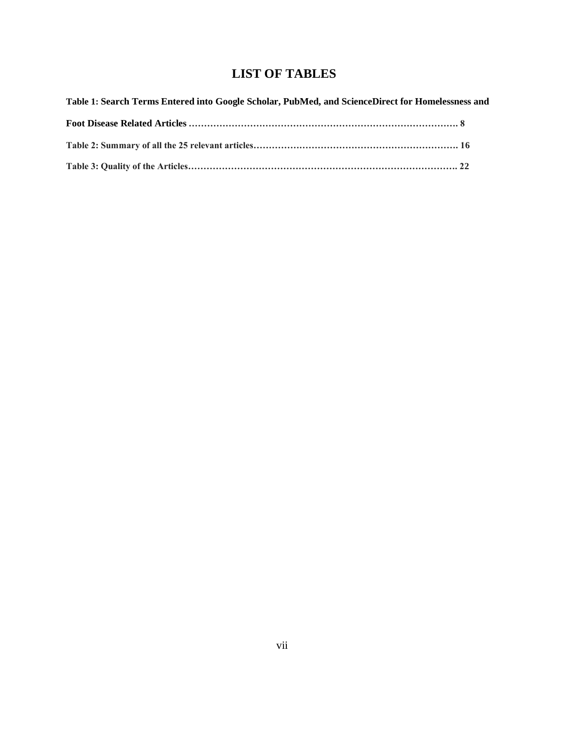# LIST OF TABLES

**Table 1: Search Terms Entered into Google Scholar, PubMed, and ScienceDirect for Homelessness and Foot Disease Related Articles ……………………………………………………………………………… 8**

**Table 2: Summary of all the 25 relevant articles………………………………………………………… 16**

**Table 3: Quality of the Articles………………………………………………………………………. 22**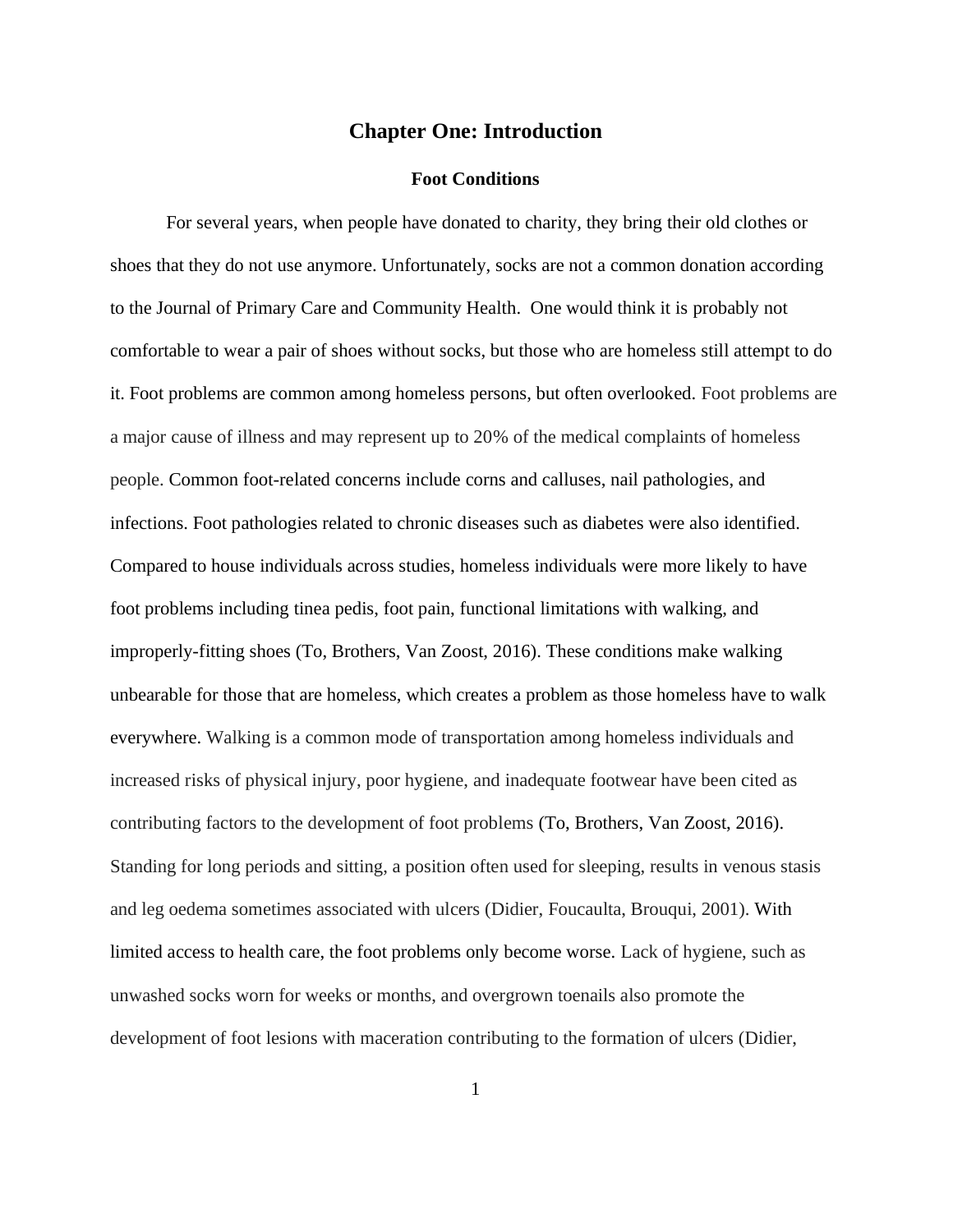# Chapter One: Introduction

## Foot Conditions

For several years, when people have donated to charity, they bring their old clothes or shoes that they do not use anymore. Unfortunately, socks are not a common donation according to the Journal of Primary Care and Community Health. One would think it is probably not comfortable to wear a pair of shoes without socks, but those who are homeless still attempt to do it. Foot problems are common among homeless persons, but often overlooked. Foot problems are a major cause of illness and may represent up to 20% of the medical complaints of homeless people. Common foot-related concerns include corns and calluses, nail pathologies, and infections. Foot pathologies related to chronic diseases such as diabetes were also identified. Compared to house individuals across studies, homeless individuals were more likely to have foot problems including tinea pedis, foot pain, functional limitations with walking, and improperly-fitting shoes (To, Brothers, Van Zoost, 2016). These conditions make walking unbearable for those that are homeless, which creates a problem as those homeless have to walk everywhere. Walking is a common mode of transportation among homeless individuals and increased risks of physical injury, poor hygiene, and inadequate footwear have been cited as contributing factors to the development of foot problems (To, Brothers, Van Zoost, 2016). Standing for long periods and sitting, a position often used for sleeping, results in venous stasis and leg oedema sometimes associated with ulcers (Didier, Foucaulta, Brouqui, 2001). With limited access to health care, the foot problems only become worse. Lack of hygiene, such as unwashed socks worn for weeks or months, and overgrown toenails also promote the development of foot lesions with maceration contributing to the formation of ulcers (Didier,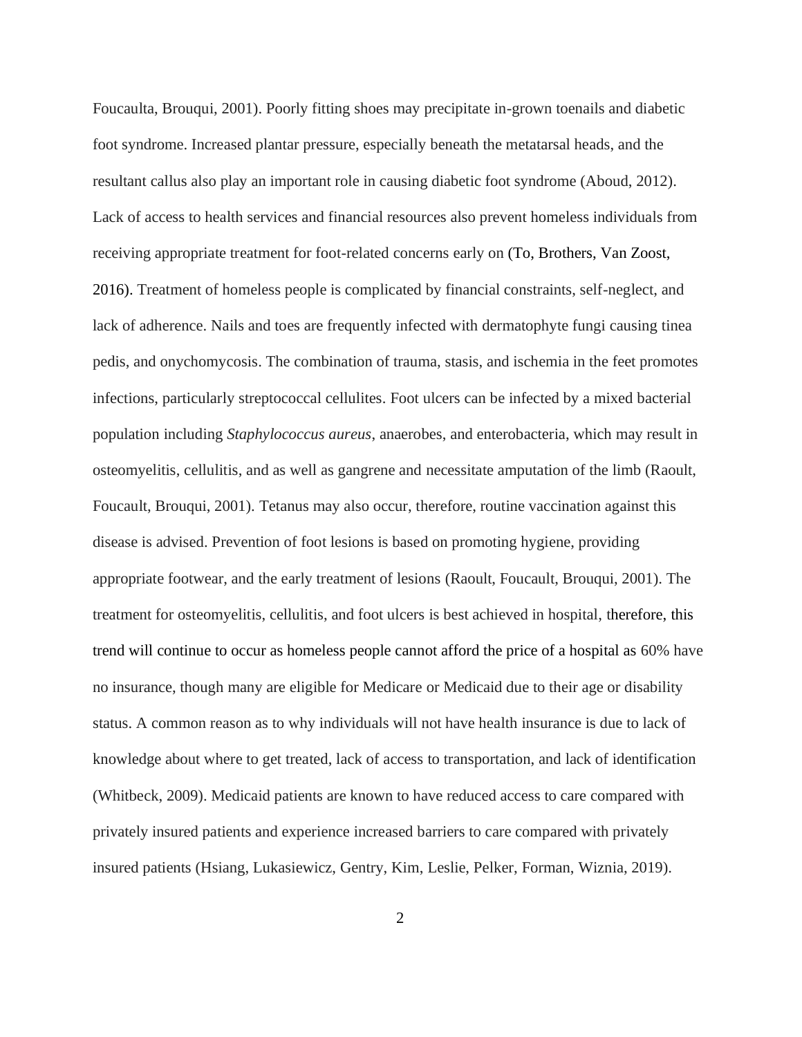Foucaulta, Brouqui, 2001). Poorly fitting shoes may precipitate in-grown toenails and diabetic foot syndrome. Increased plantar pressure, especially beneath the metatarsal heads, and the resultant callus also play an important role in causing diabetic foot syndrome (Aboud, 2012). Lack of access to health services and financial resources also prevent homeless individuals from receiving appropriate treatment for foot-related concerns early on (To, Brothers, Van Zoost, 2016). Treatment of homeless people is complicated by financial constraints, self-neglect, and lack of adherence. Nails and toes are frequently infected with dermatophyte fungi causing tinea pedis, and onychomycosis. The combination of trauma, stasis, and ischemia in the feet promotes infections, particularly streptococcal cellulites. Foot ulcers can be infected by a mixed bacterial population including *Staphylococcus aureus*, anaerobes, and enterobacteria, which may result in osteomyelitis, cellulitis, and as well as gangrene and necessitate amputation of the limb (Raoult, Foucault, Brouqui, 2001). Tetanus may also occur, therefore, routine vaccination against this disease is advised. Prevention of foot lesions is based on promoting hygiene, providing appropriate footwear, and the early treatment of lesions (Raoult, Foucault, Brouqui, 2001). The treatment for osteomyelitis, cellulitis, and foot ulcers is best achieved in hospital, therefore, this trend will continue to occur as homeless people cannot afford the price of a hospital as 60% have no insurance, though many are eligible for Medicare or Medicaid due to their age or disability status. A common reason as to why individuals will not have health insurance is due to lack of knowledge about where to get treated, lack of access to transportation, and lack of identification (Whitbeck, 2009). Medicaid patients are known to have reduced access to care compared with privately insured patients and experience increased barriers to care compared with privately insured patients (Hsiang, Lukasiewicz, Gentry, Kim, Leslie, Pelker, Forman, Wiznia, 2019).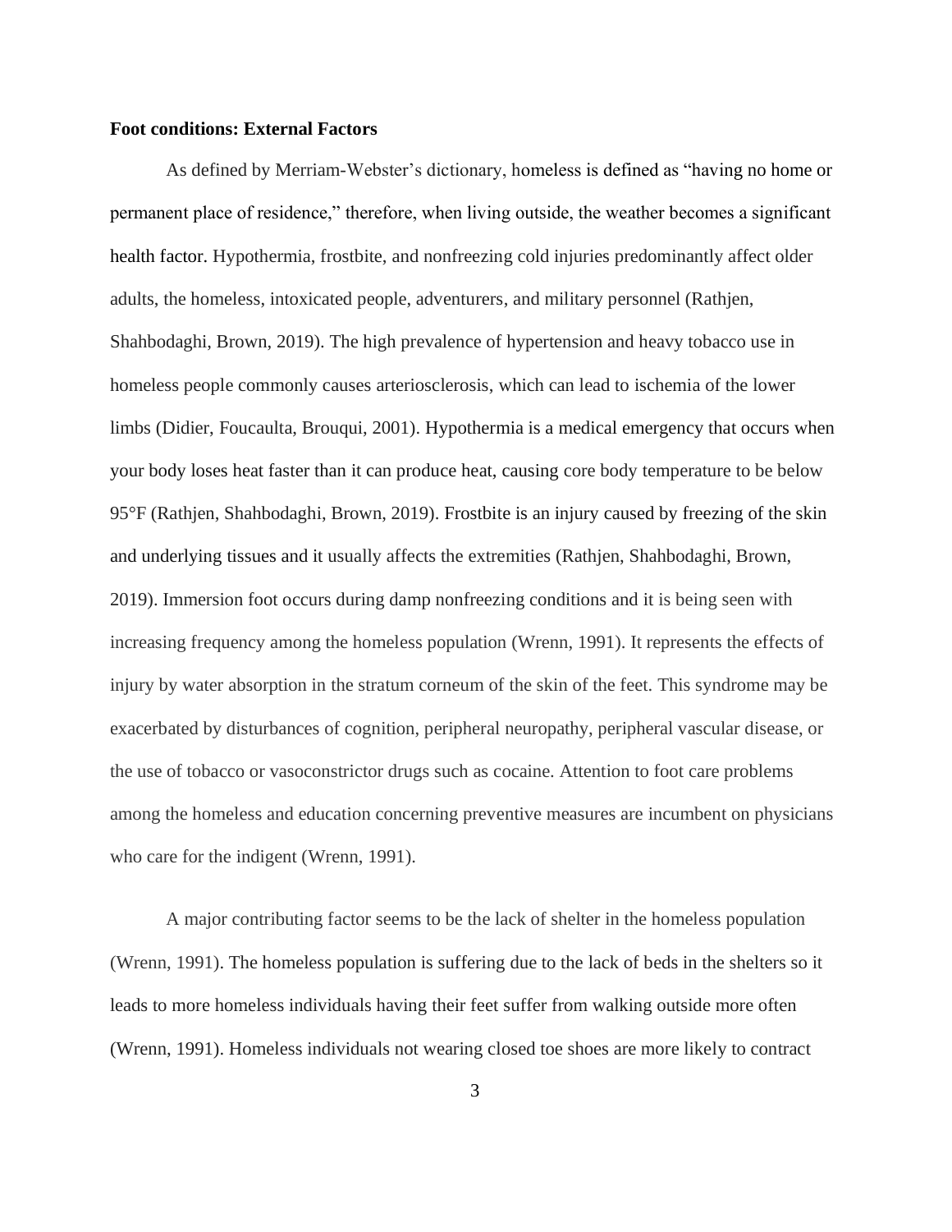**Foot conditions: External Factors**

As defined by Merriam-Webster's dictionary, homeless is defined as "having no home or permanent place of residence," therefore, when living outside, the weather becomes a significant health factor. Hypothermia, frostbite, and nonfreezing cold injuries predominantly affect older adults, the homeless, intoxicated people, adventurers, and military personnel (Rathjen, Shahbodaghi, Brown, 2019). The high prevalence of hypertension and heavy tobacco use in homeless people commonly causes arteriosclerosis, which can lead to ischemia of the lower limbs (Didier, Foucaulta, Brouqui, 2001). Hypothermia is a medical emergency that occurs when your body loses heat faster than it can produce heat, causing core body temperature to be below 95°F (Rathjen, Shahbodaghi, Brown, 2019). Frostbite is an injury caused by freezing of the skin and underlying tissues and it usually affects the extremities (Rathjen, Shahbodaghi, Brown, 2019). Immersion foot occurs during damp nonfreezing conditions and it is being seen with increasing frequency among the homeless population (Wrenn, 1991). It represents the effects of injury by water absorption in the stratum corneum of the skin of the feet. This syndrome may be exacerbated by disturbances of cognition, peripheral neuropathy, peripheral vascular disease, or the use of tobacco or vasoconstrictor drugs such as cocaine. Attention to foot care problems among the homeless and education concerning preventive measures are incumbent on physicians who care for the indigent (Wrenn, 1991).

A major contributing factor seems to be the lack of shelter in the homeless population (Wrenn, 1991). The homeless population is suffering due to the lack of beds in the shelters so it leads to more homeless individuals having their feet suffer from walking outside more often (Wrenn, 1991). Homeless individuals not wearing closed toe shoes are more likely to contract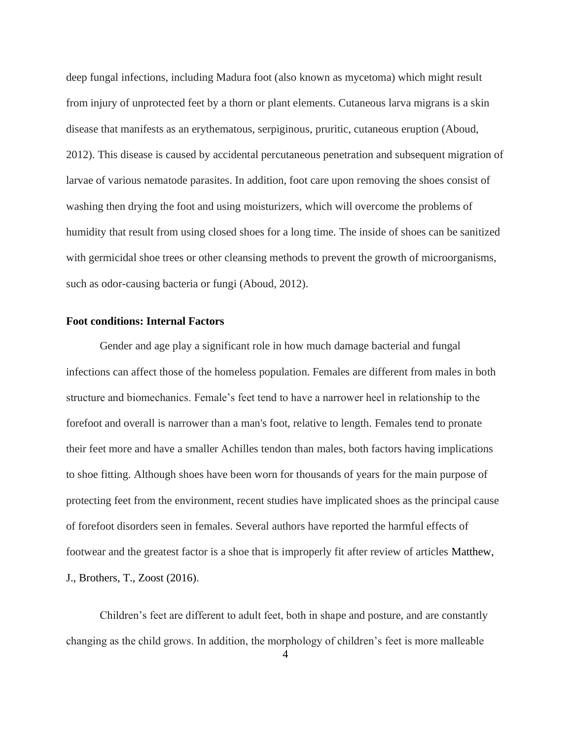deep fungal infections, including Madura foot (also known as mycetoma) which might result from injury of unprotected feet by a thorn or plant elements. Cutaneous larva migrans is a skin disease that manifests as an erythematous, serpiginous, pruritic, cutaneous eruption (Aboud, 2012). This disease is caused by accidental percutaneous penetration and subsequent migration of larvae of various nematode parasites. In addition, foot care upon removing the shoes consist of washing then drying the foot and using moisturizers, which will overcome the problems of humidity that result from using closed shoes for a long time. The inside of shoes can be sanitized with germicidal shoe trees or other cleansing methods to prevent the growth of microorganisms, such as odor-causing bacteria or fungi (Aboud, 2012).

**Foot conditions: Internal Factors**

Gender and age play a significant role in how much damage bacterial and fungal infections can affect those of the homeless population. Females are different from males in both structure and biomechanics. Female's feet tend to have a narrower heel in relationship to the forefoot and overall is narrower than a man's foot, relative to length. Females tend to pronate their feet more and have a smaller Achilles tendon than males, both factors having implications to shoe fitting. Although shoes have been worn for thousands of years for the main purpose of protecting feet from the environment, recent studies have implicated shoes as the principal cause of forefoot disorders seen in females. Several authors have reported the harmful effects of footwear and the greatest factor is a shoe that is improperly fit after review of articles Matthew, J., Brothers, T., Zoost (2016).

Children's feet are different to adult feet, both in shape and posture, and are constantly changing as the child grows. In addition, the morphology of children's feet is more malleable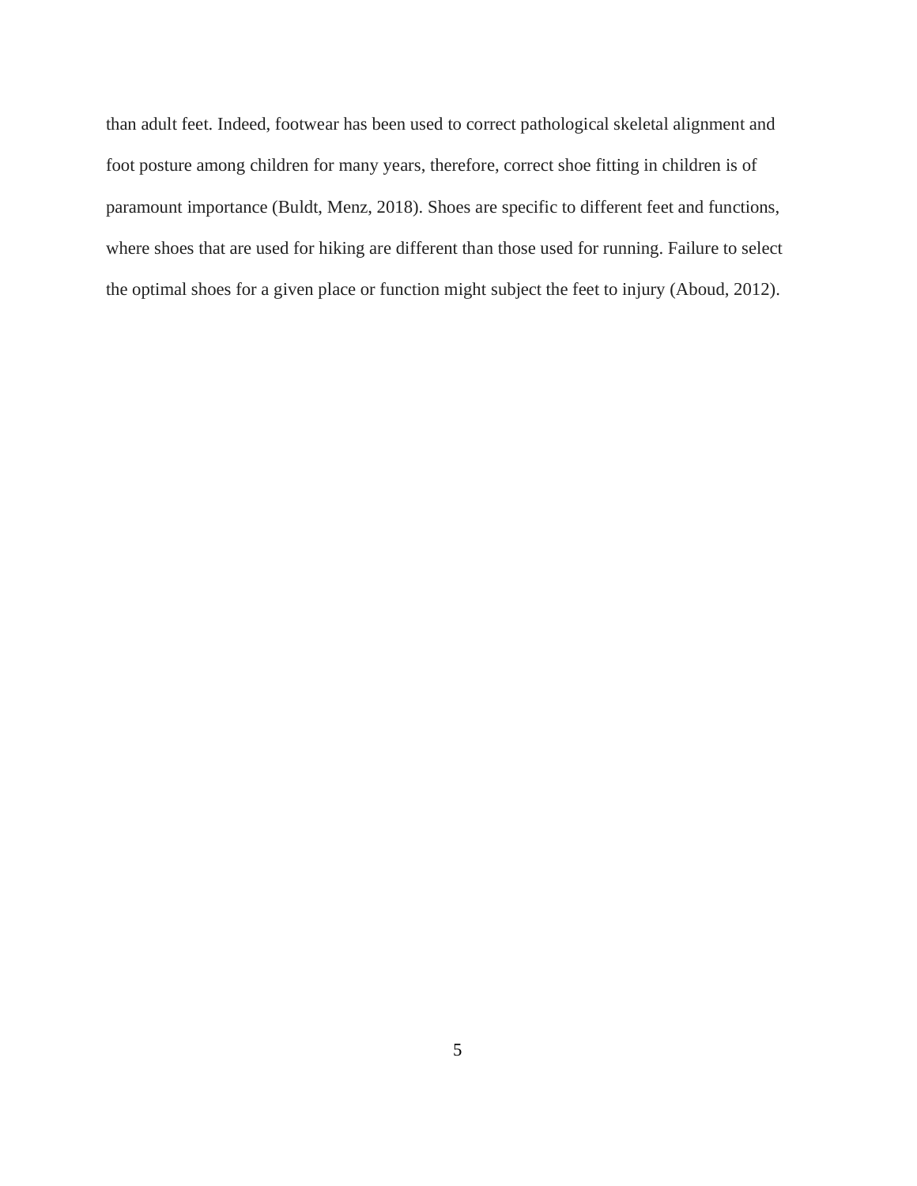than adult feet. Indeed, footwear has been used to correct pathological skeletal alignment and foot posture among children for many years, therefore, correct shoe fitting in children is of paramount importance (Buldt, Menz, 2018). Shoes are specific to different feet and functions, where shoes that are used for hiking are different than those used for running. Failure to select the optimal shoes for a given place or function might subject the feet to injury (Aboud, 2012).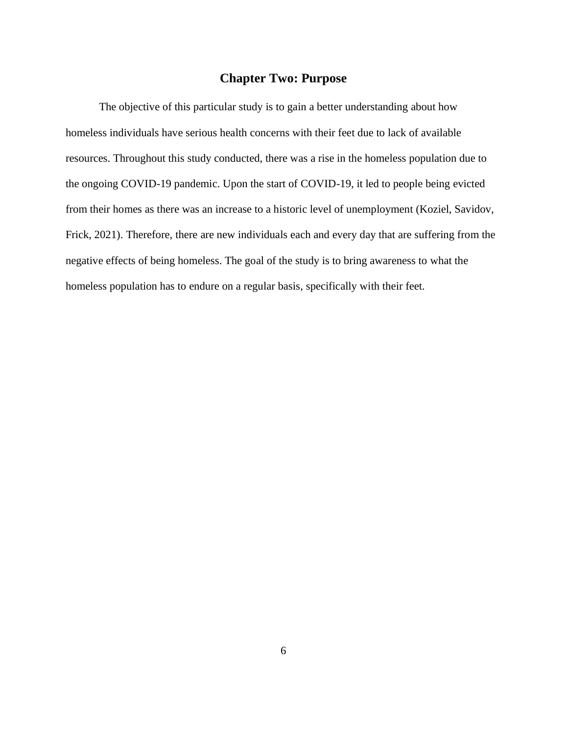# Chapter Two: Purpose

The objective of this particular study is to gain a better understanding about how homeless individuals have serious health concerns with their feet due to lack of available resources. Throughout this study conducted, there was a rise in the homeless population due to the ongoing COVID-19 pandemic. Upon the start of COVID-19, it led to people being evicted from their homes as there was an increase to a historic level of unemployment (Koziel, Savidov, Frick, 2021). Therefore, there are new individuals each and every day that are suffering from the negative effects of being homeless. The goal of the study is to bring awareness to what the homeless population has to endure on a regular basis, specifically with their feet.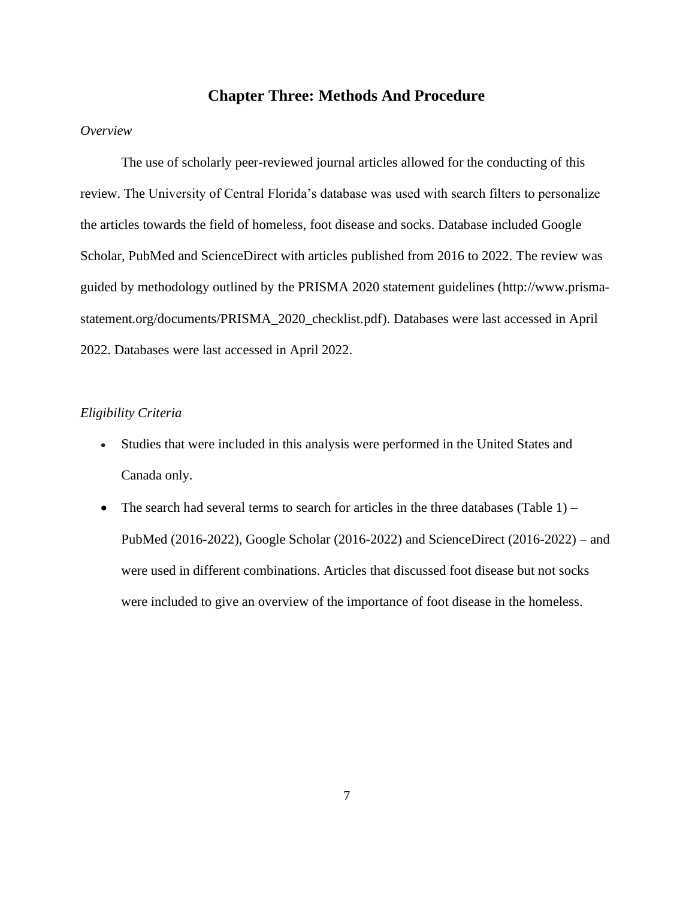# Chapter Three: Methods And Procedure

*Overview*

The use of scholarly peer-reviewed journal articles allowed for the conducting of this review. The University of Central Florida's database was used with search filters to personalize the articles towards the field of homeless, foot disease and socks. Database included Google Scholar, PubMed and ScienceDirect with articles published from 2016 to 2022. The review was guided by methodology outlined by the PRISMA 2020 statement guidelines (http://www.prisma-statement.org/documents/PRISMA_2020_checklist.pdf). Databases were last accessed in April 2022. Databases were last accessed in April 2022.

*Eligibility Criteria*

- Studies that were included in this analysis were performed in the United States and Canada only.
- The search had several terms to search for articles in the three databases (Table 1) – PubMed (2016-2022), Google Scholar (2016-2022) and ScienceDirect (2016-2022) – and were used in different combinations. Articles that discussed foot disease but not socks were included to give an overview of the importance of foot disease in the homeless.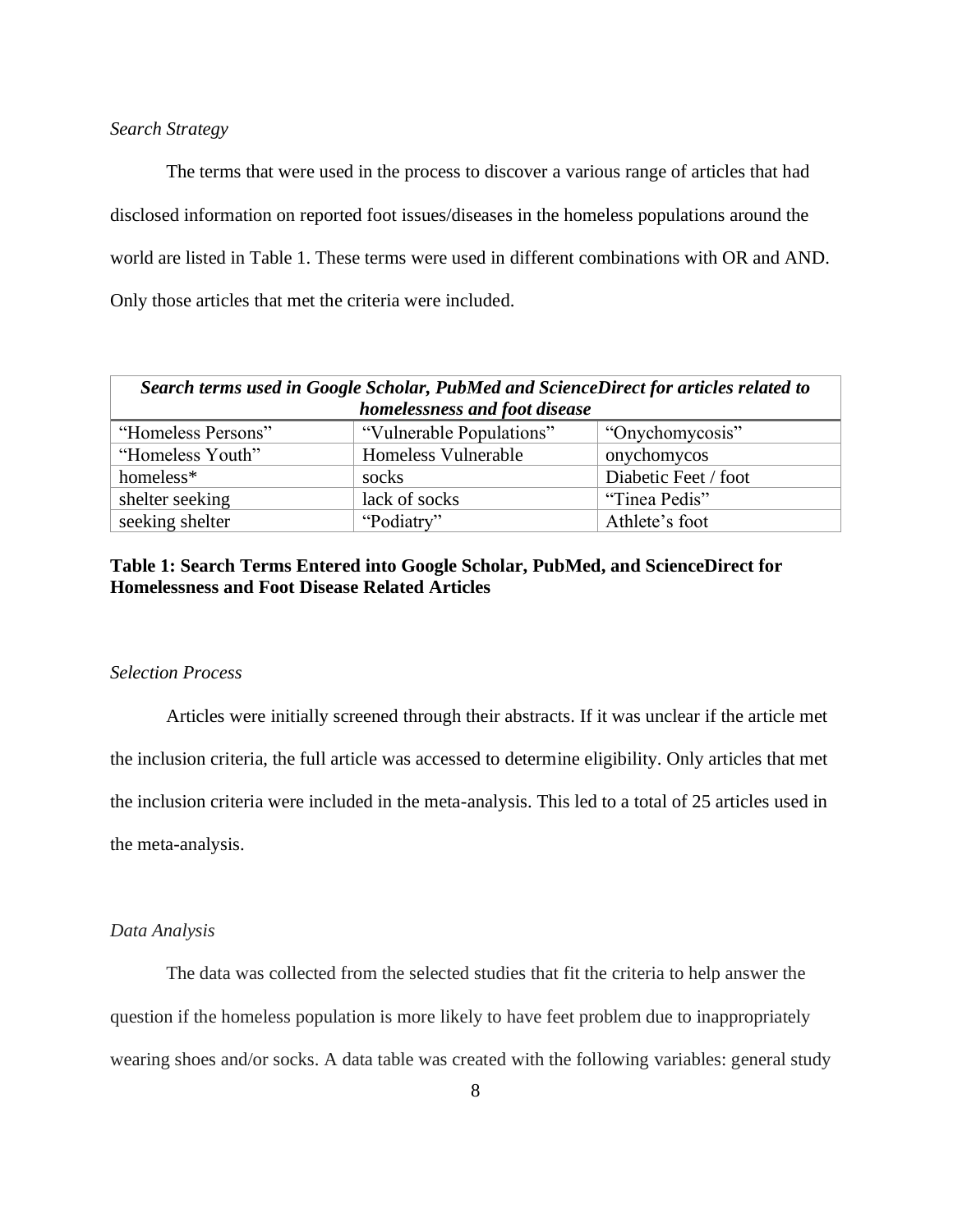*Search Strategy*

The terms that were used in the process to discover a various range of articles that had disclosed information on reported foot issues/diseases in the homeless populations around the world are listed in Table 1. These terms were used in different combinations with OR and AND. Only those articles that met the criteria were included.

| ***Search terms used in Google Scholar, PubMed and ScienceDirect for articles related to homelessness and foot disease*** | | |
|---|---|---|
| "Homeless Persons" | "Vulnerable Populations" | "Onychomycosis" |
| "Homeless Youth" | Homeless Vulnerable | onychomycos |
| homeless* | socks | Diabetic Feet / foot |
| shelter seeking | lack of socks | "Tinea Pedis" |
| seeking shelter | "Podiatry" | Athlete's foot |

**Table 1: Search Terms Entered into Google Scholar, PubMed, and ScienceDirect for Homelessness and Foot Disease Related Articles**

*Selection Process*

Articles were initially screened through their abstracts. If it was unclear if the article met the inclusion criteria, the full article was accessed to determine eligibility. Only articles that met the inclusion criteria were included in the meta-analysis. This led to a total of 25 articles used in the meta-analysis.

*Data Analysis*

The data was collected from the selected studies that fit the criteria to help answer the question if the homeless population is more likely to have feet problem due to inappropriately wearing shoes and/or socks. A data table was created with the following variables: general study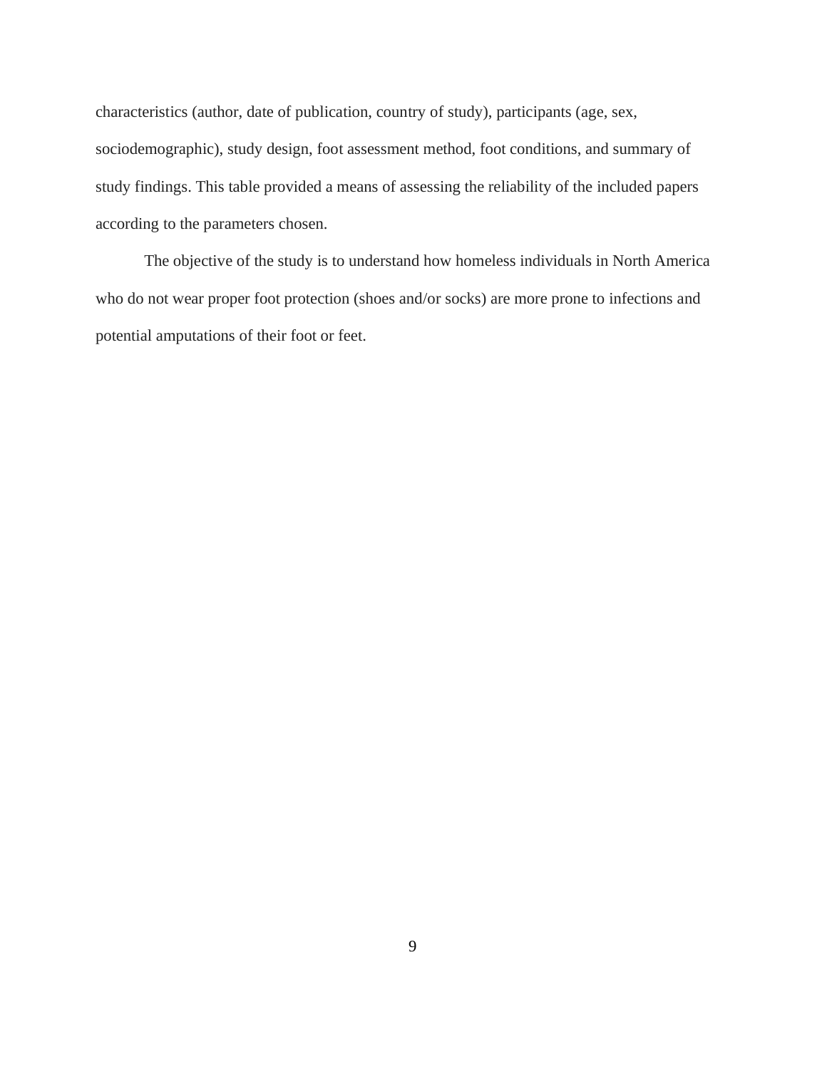characteristics (author, date of publication, country of study), participants (age, sex, sociodemographic), study design, foot assessment method, foot conditions, and summary of study findings. This table provided a means of assessing the reliability of the included papers according to the parameters chosen.

The objective of the study is to understand how homeless individuals in North America who do not wear proper foot protection (shoes and/or socks) are more prone to infections and potential amputations of their foot or feet.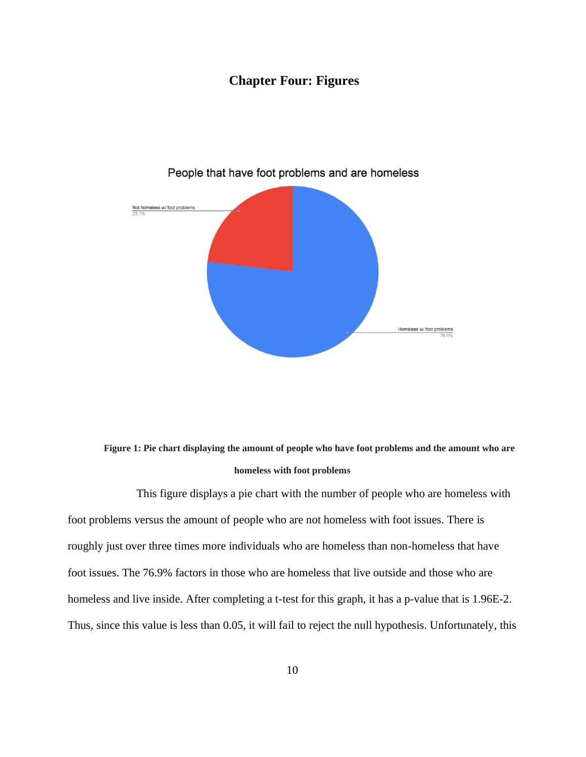# Chapter Four: Figures

**Figure 1: Pie chart displaying the amount of people who have foot problems and the amount who are homeless with foot problems**

This figure displays a pie chart with the number of people who are homeless with foot problems versus the amount of people who are not homeless with foot issues. There is roughly just over three times more individuals who are homeless than non-homeless that have foot issues. The 76.9% factors in those who are homeless that live outside and those who are homeless and live inside. After completing a t-test for this graph, it has a p-value that is 1.96E-2. Thus, since this value is less than 0.05, it will fail to reject the null hypothesis. Unfortunately, this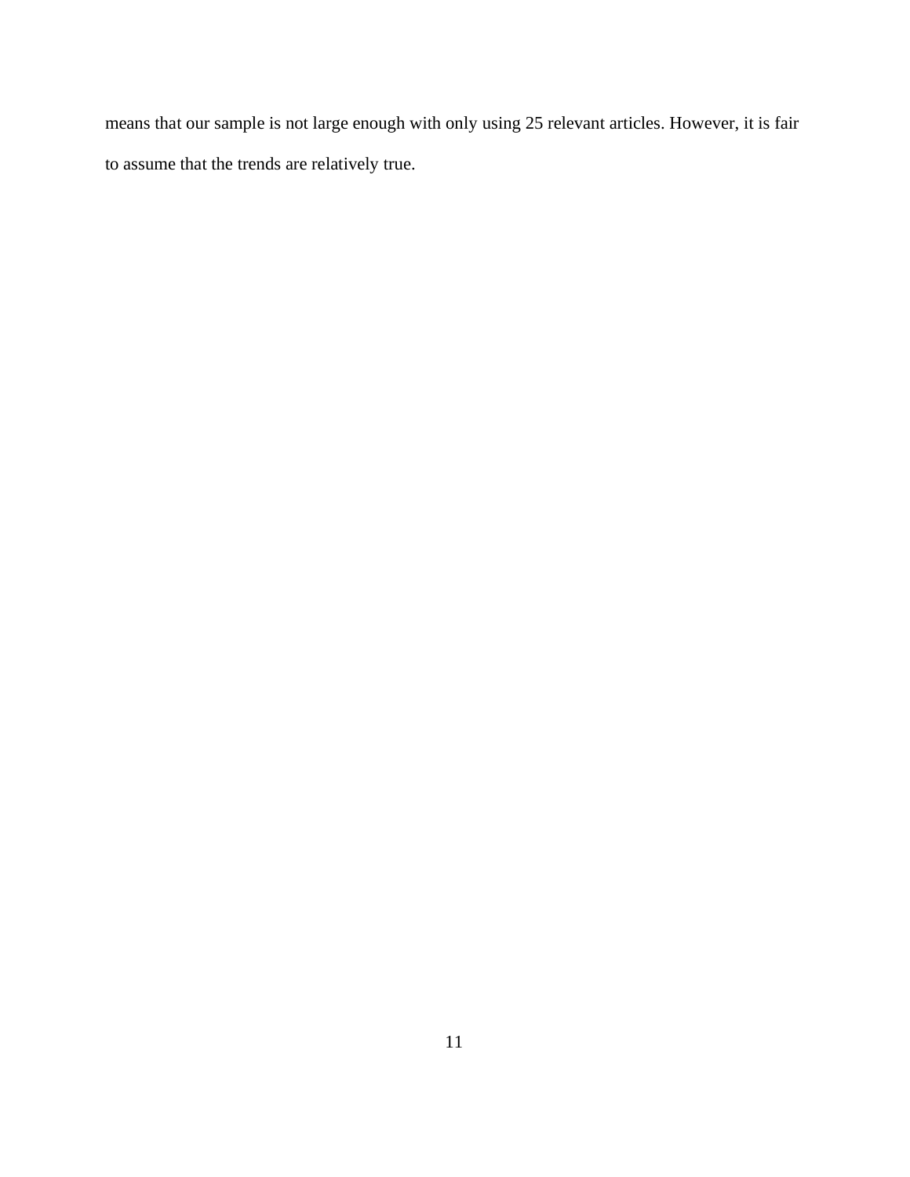means that our sample is not large enough with only using 25 relevant articles. However, it is fair to assume that the trends are relatively true.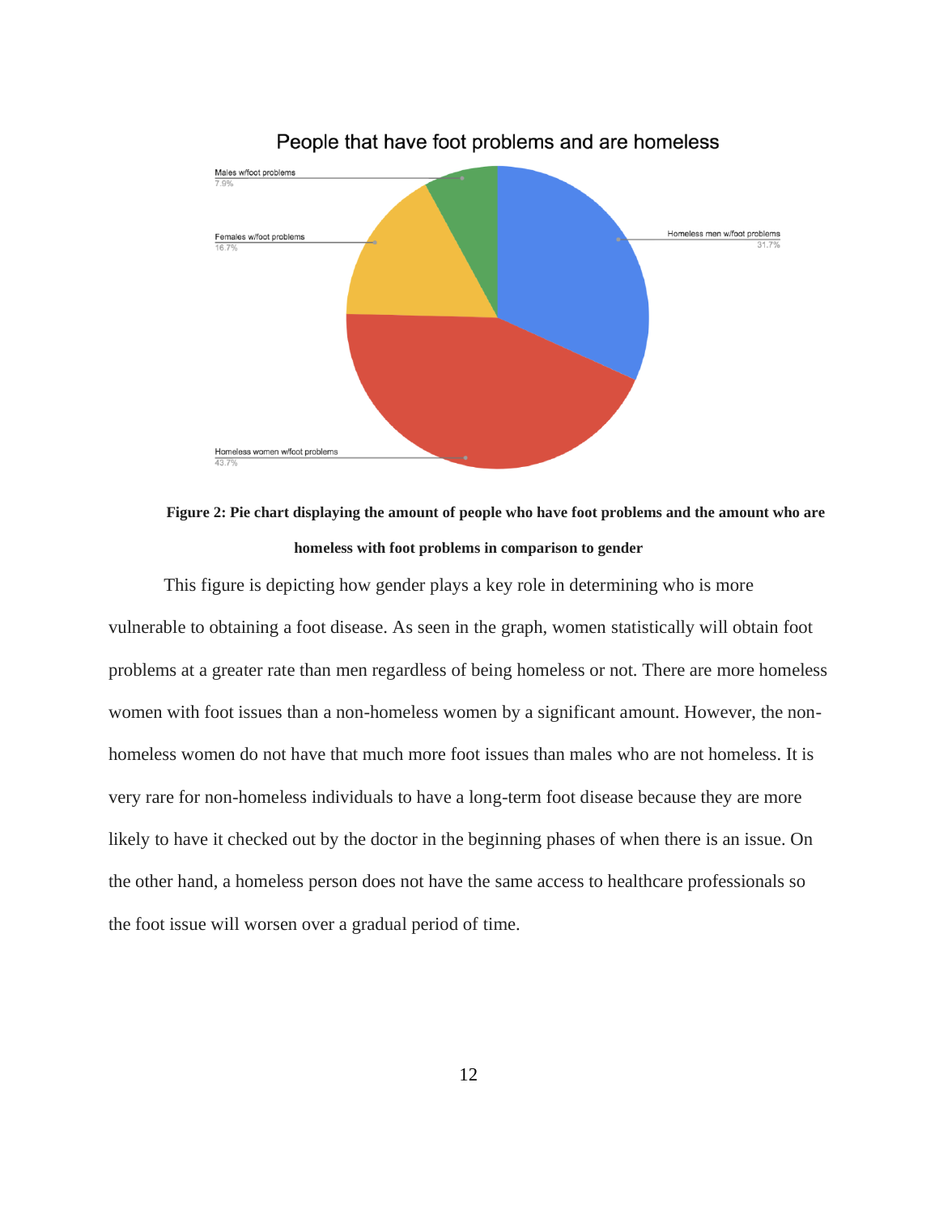**Figure 2: Pie chart displaying the amount of people who have foot problems and the amount who are homeless with foot problems in comparison to gender**

This figure is depicting how gender plays a key role in determining who is more vulnerable to obtaining a foot disease. As seen in the graph, women statistically will obtain foot problems at a greater rate than men regardless of being homeless or not. There are more homeless women with foot issues than a non-homeless women by a significant amount. However, the non-homeless women do not have that much more foot issues than males who are not homeless. It is very rare for non-homeless individuals to have a long-term foot disease because they are more likely to have it checked out by the doctor in the beginning phases of when there is an issue. On the other hand, a homeless person does not have the same access to healthcare professionals so the foot issue will worsen over a gradual period of time.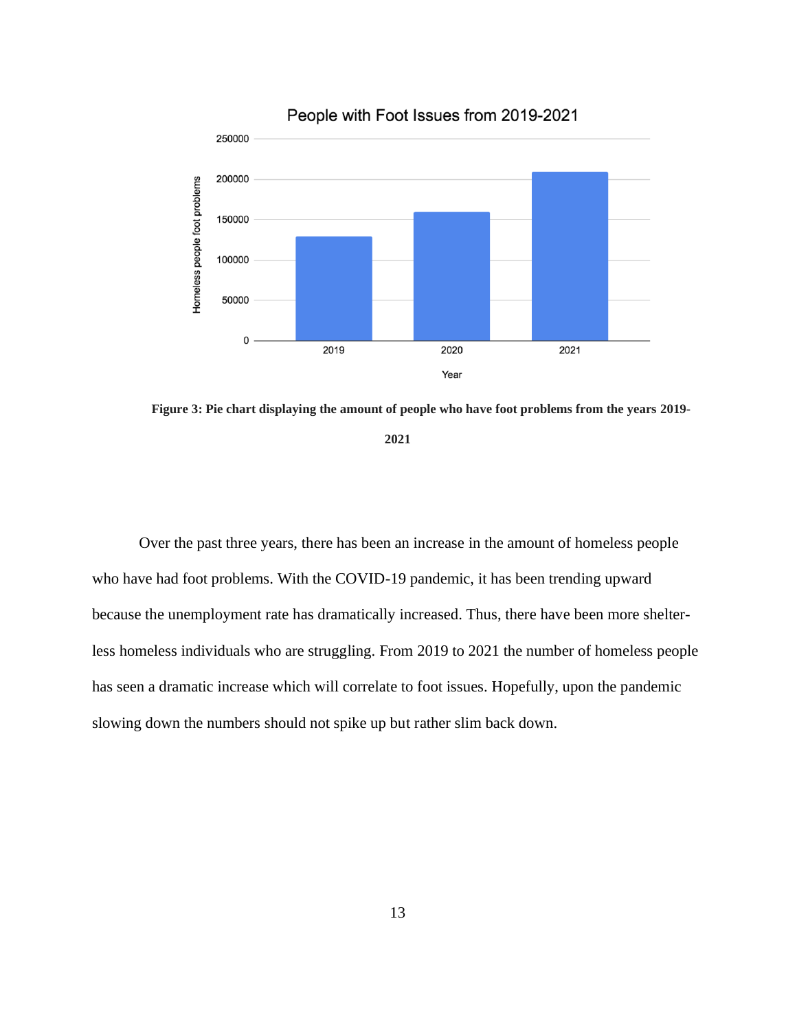**Figure 3: Pie chart displaying the amount of people who have foot problems from the years 2019-2021**

Over the past three years, there has been an increase in the amount of homeless people who have had foot problems. With the COVID-19 pandemic, it has been trending upward because the unemployment rate has dramatically increased. Thus, there have been more shelter-less homeless individuals who are struggling. From 2019 to 2021 the number of homeless people has seen a dramatic increase which will correlate to foot issues. Hopefully, upon the pandemic slowing down the numbers should not spike up but rather slim back down.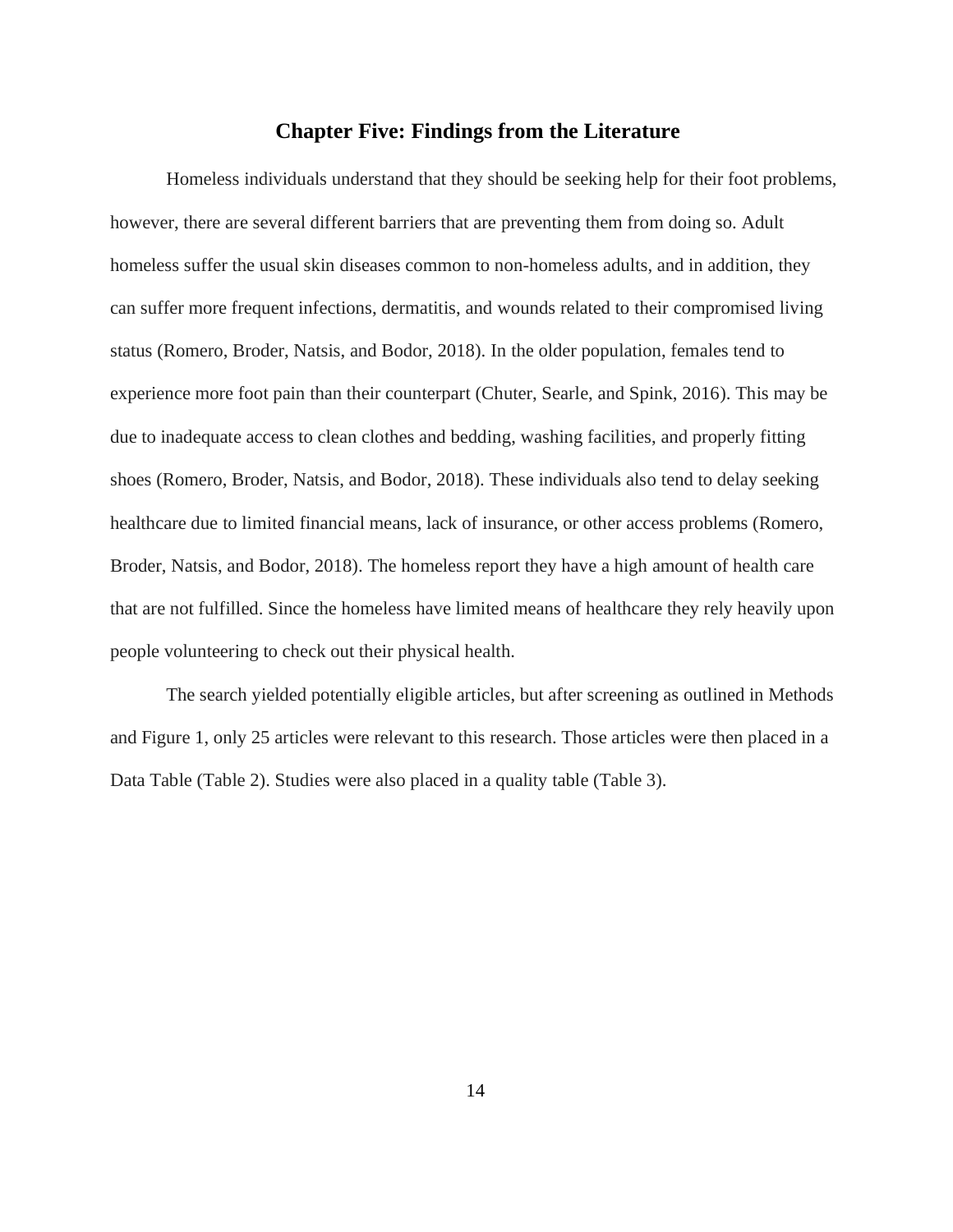# Chapter Five: Findings from the Literature

Homeless individuals understand that they should be seeking help for their foot problems, however, there are several different barriers that are preventing them from doing so. Adult homeless suffer the usual skin diseases common to non-homeless adults, and in addition, they can suffer more frequent infections, dermatitis, and wounds related to their compromised living status (Romero, Broder, Natsis, and Bodor, 2018). In the older population, females tend to experience more foot pain than their counterpart (Chuter, Searle, and Spink, 2016). This may be due to inadequate access to clean clothes and bedding, washing facilities, and properly fitting shoes (Romero, Broder, Natsis, and Bodor, 2018). These individuals also tend to delay seeking healthcare due to limited financial means, lack of insurance, or other access problems (Romero, Broder, Natsis, and Bodor, 2018). The homeless report they have a high amount of health care that are not fulfilled. Since the homeless have limited means of healthcare they rely heavily upon people volunteering to check out their physical health.

The search yielded potentially eligible articles, but after screening as outlined in Methods and Figure 1, only 25 articles were relevant to this research. Those articles were then placed in a Data Table (Table 2). Studies were also placed in a quality table (Table 3).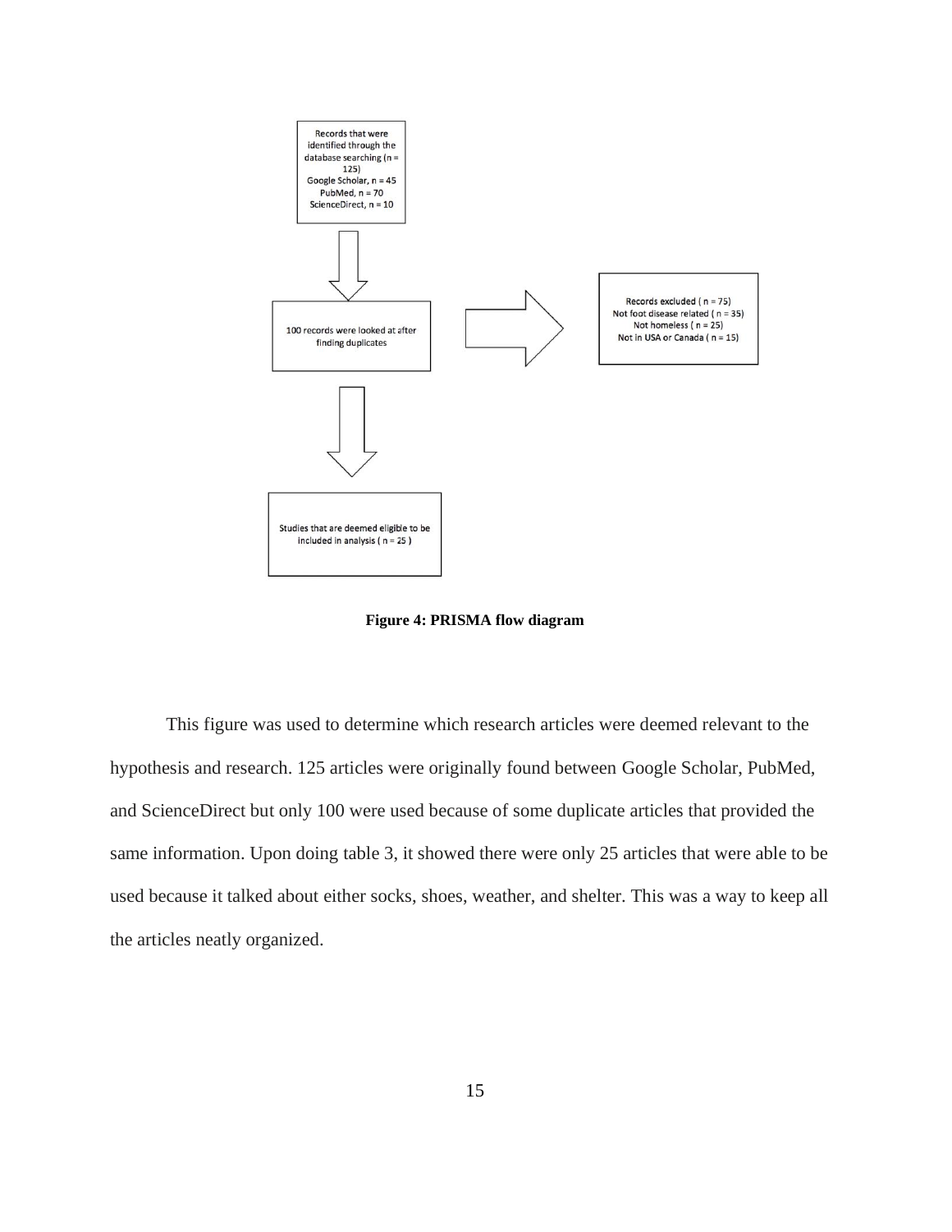Records that were identified through the database searching (n = 125)
Google Scholar, n = 45
PubMed, n = 70
ScienceDirect, n = 10

100 records were looked at after finding duplicates

Records excluded ( n = 75)
Not foot disease related ( n = 35)
Not homeless ( n = 25)
Not in USA or Canada ( n = 15)

Studies that are deemed eligible to be included in analysis ( n = 25 )

**Figure 4: PRISMA flow diagram**

This figure was used to determine which research articles were deemed relevant to the hypothesis and research. 125 articles were originally found between Google Scholar, PubMed, and ScienceDirect but only 100 were used because of some duplicate articles that provided the same information. Upon doing table 3, it showed there were only 25 articles that were able to be used because it talked about either socks, shoes, weather, and shelter. This was a way to keep all the articles neatly organized.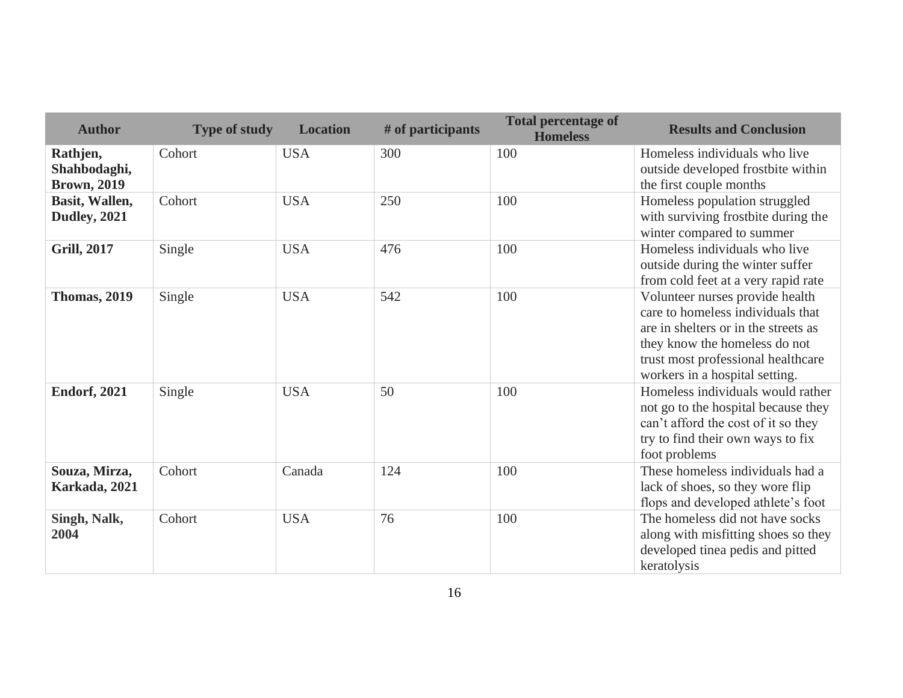| Author | Type of study | Location | # of participants | Total percentage of Homeless | Results and Conclusion |
|---|---|---|---|---|---|
| **Rathjen, Shahbodaghi, Brown, 2019** | Cohort | USA | 300 | 100 | Homeless individuals who live outside developed frostbite within the first couple months |
| **Basit, Wallen, Dudley, 2021** | Cohort | USA | 250 | 100 | Homeless population struggled with surviving frostbite during the winter compared to summer |
| **Grill, 2017** | Single | USA | 476 | 100 | Homeless individuals who live outside during the winter suffer from cold feet at a very rapid rate |
| **Thomas, 2019** | Single | USA | 542 | 100 | Volunteer nurses provide health care to homeless individuals that are in shelters or in the streets as they know the homeless do not trust most professional healthcare workers in a hospital setting. |
| **Endorf, 2021** | Single | USA | 50 | 100 | Homeless individuals would rather not go to the hospital because they can't afford the cost of it so they try to find their own ways to fix foot problems |
| **Souza, Mirza, Karkada, 2021** | Cohort | Canada | 124 | 100 | These homeless individuals had a lack of shoes, so they wore flip flops and developed athlete's foot |
| **Singh, Nalk, 2004** | Cohort | USA | 76 | 100 | The homeless did not have socks along with misfitting shoes so they developed tinea pedis and pitted keratolysis |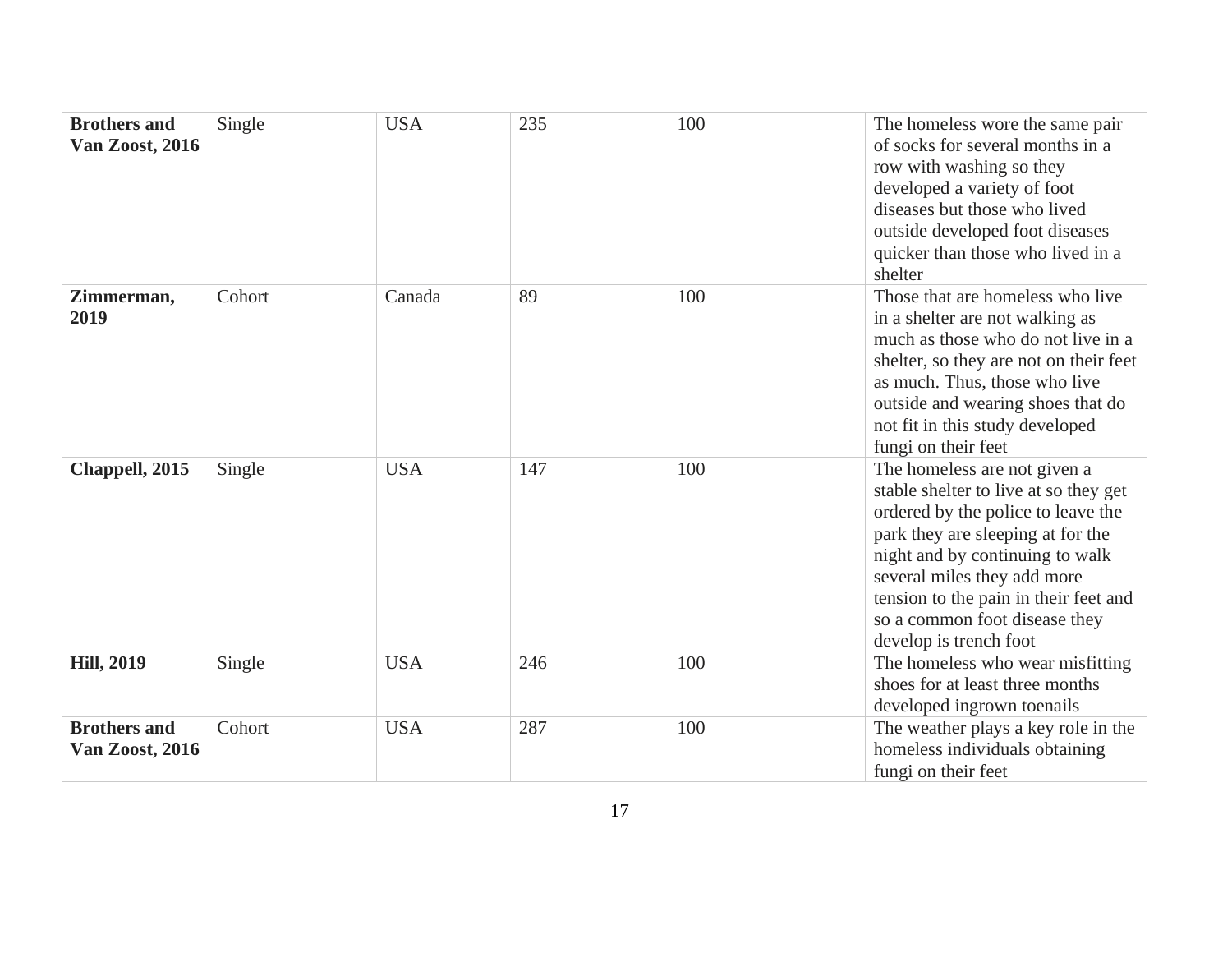| **Brothers and Van Zoost, 2016** | Single | USA | 235 | 100 | The homeless wore the same pair of socks for several months in a row with washing so they developed a variety of foot diseases but those who lived outside developed foot diseases quicker than those who lived in a shelter |
|---|---|---|---|---|---|
| **Zimmerman, 2019** | Cohort | Canada | 89 | 100 | Those that are homeless who live in a shelter are not walking as much as those who do not live in a shelter, so they are not on their feet as much. Thus, those who live outside and wearing shoes that do not fit in this study developed fungi on their feet |
| **Chappell, 2015** | Single | USA | 147 | 100 | The homeless are not given a stable shelter to live at so they get ordered by the police to leave the park they are sleeping at for the night and by continuing to walk several miles they add more tension to the pain in their feet and so a common foot disease they develop is trench foot |
| **Hill, 2019** | Single | USA | 246 | 100 | The homeless who wear misfitting shoes for at least three months developed ingrown toenails |
| **Brothers and Van Zoost, 2016** | Cohort | USA | 287 | 100 | The weather plays a key role in the homeless individuals obtaining fungi on their feet |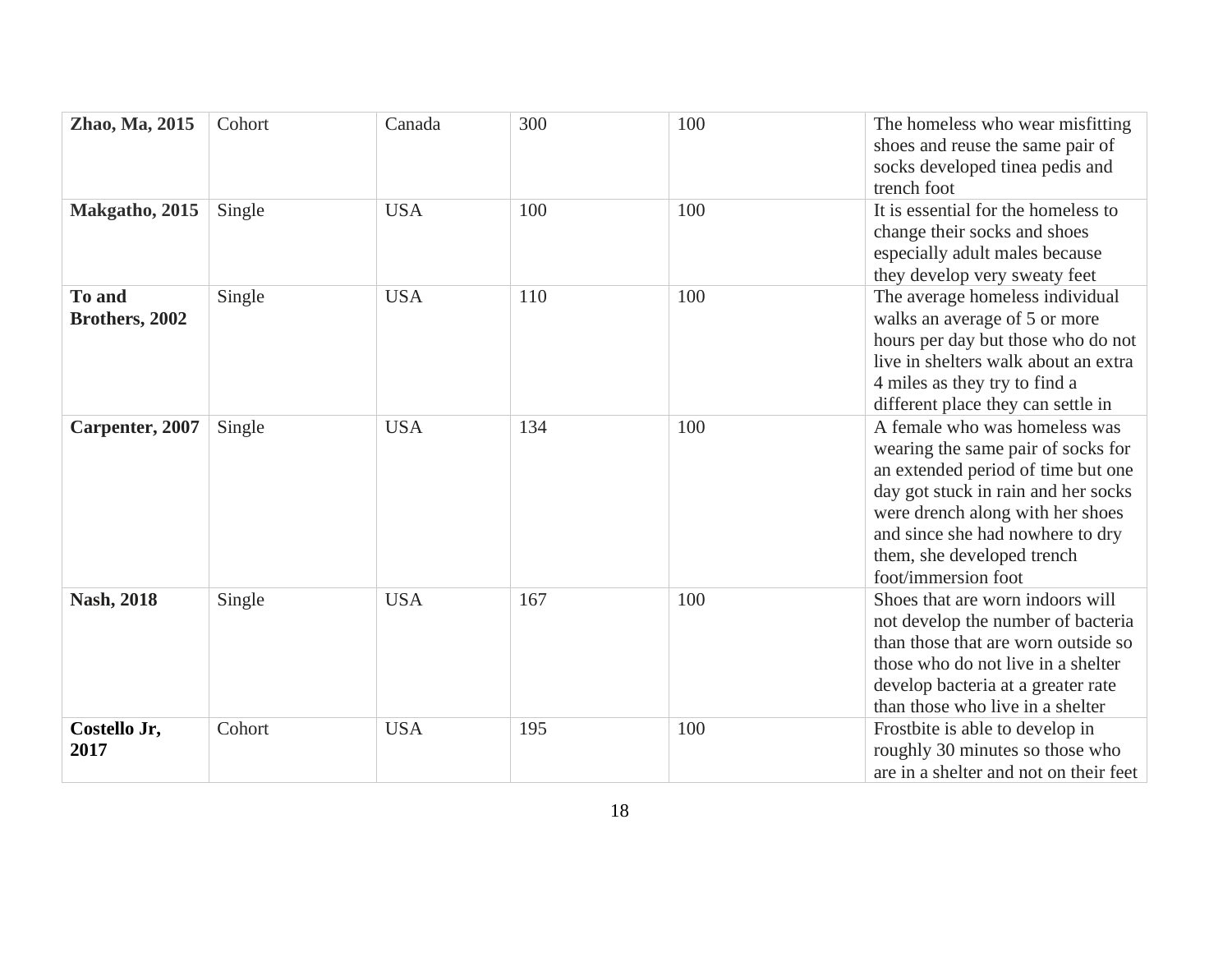| **Zhao, Ma, 2015** | Cohort | Canada | 300 | 100 | The homeless who wear misfitting shoes and reuse the same pair of socks developed tinea pedis and trench foot |
|---|---|---|---|---|---|
| **Makgatho, 2015** | Single | USA | 100 | 100 | It is essential for the homeless to change their socks and shoes especially adult males because they develop very sweaty feet |
| **To and Brothers, 2002** | Single | USA | 110 | 100 | The average homeless individual walks an average of 5 or more hours per day but those who do not live in shelters walk about an extra 4 miles as they try to find a different place they can settle in |
| **Carpenter, 2007** | Single | USA | 134 | 100 | A female who was homeless was wearing the same pair of socks for an extended period of time but one day got stuck in rain and her socks were drench along with her shoes and since she had nowhere to dry them, she developed trench foot/immersion foot |
| **Nash, 2018** | Single | USA | 167 | 100 | Shoes that are worn indoors will not develop the number of bacteria than those that are worn outside so those who do not live in a shelter develop bacteria at a greater rate than those who live in a shelter |
| **Costello Jr, 2017** | Cohort | USA | 195 | 100 | Frostbite is able to develop in roughly 30 minutes so those who are in a shelter and not on their feet |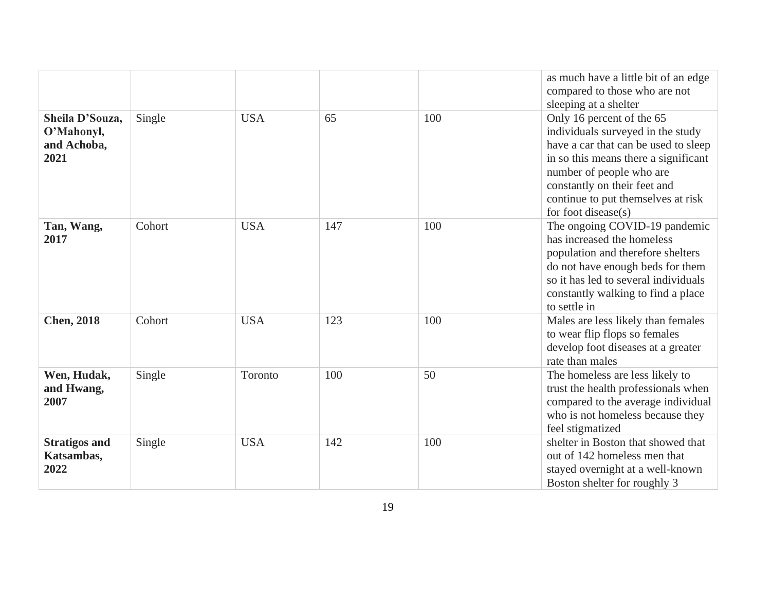| | | | | | |
|---|---|---|---|---|---|
| | | | | | as much have a little bit of an edge compared to those who are not sleeping at a shelter |
| **Sheila D'Souza, O'Mahonyl, and Achoba, 2021** | Single | USA | 65 | 100 | Only 16 percent of the 65 individuals surveyed in the study have a car that can be used to sleep in so this means there a significant number of people who are constantly on their feet and continue to put themselves at risk for foot disease(s) |
| **Tan, Wang, 2017** | Cohort | USA | 147 | 100 | The ongoing COVID-19 pandemic has increased the homeless population and therefore shelters do not have enough beds for them so it has led to several individuals constantly walking to find a place to settle in |
| **Chen, 2018** | Cohort | USA | 123 | 100 | Males are less likely than females to wear flip flops so females develop foot diseases at a greater rate than males |
| **Wen, Hudak, and Hwang, 2007** | Single | Toronto | 100 | 50 | The homeless are less likely to trust the health professionals when compared to the average individual who is not homeless because they feel stigmatized |
| **Stratigos and Katsambas, 2022** | Single | USA | 142 | 100 | shelter in Boston that showed that out of 142 homeless men that stayed overnight at a well-known Boston shelter for roughly 3 |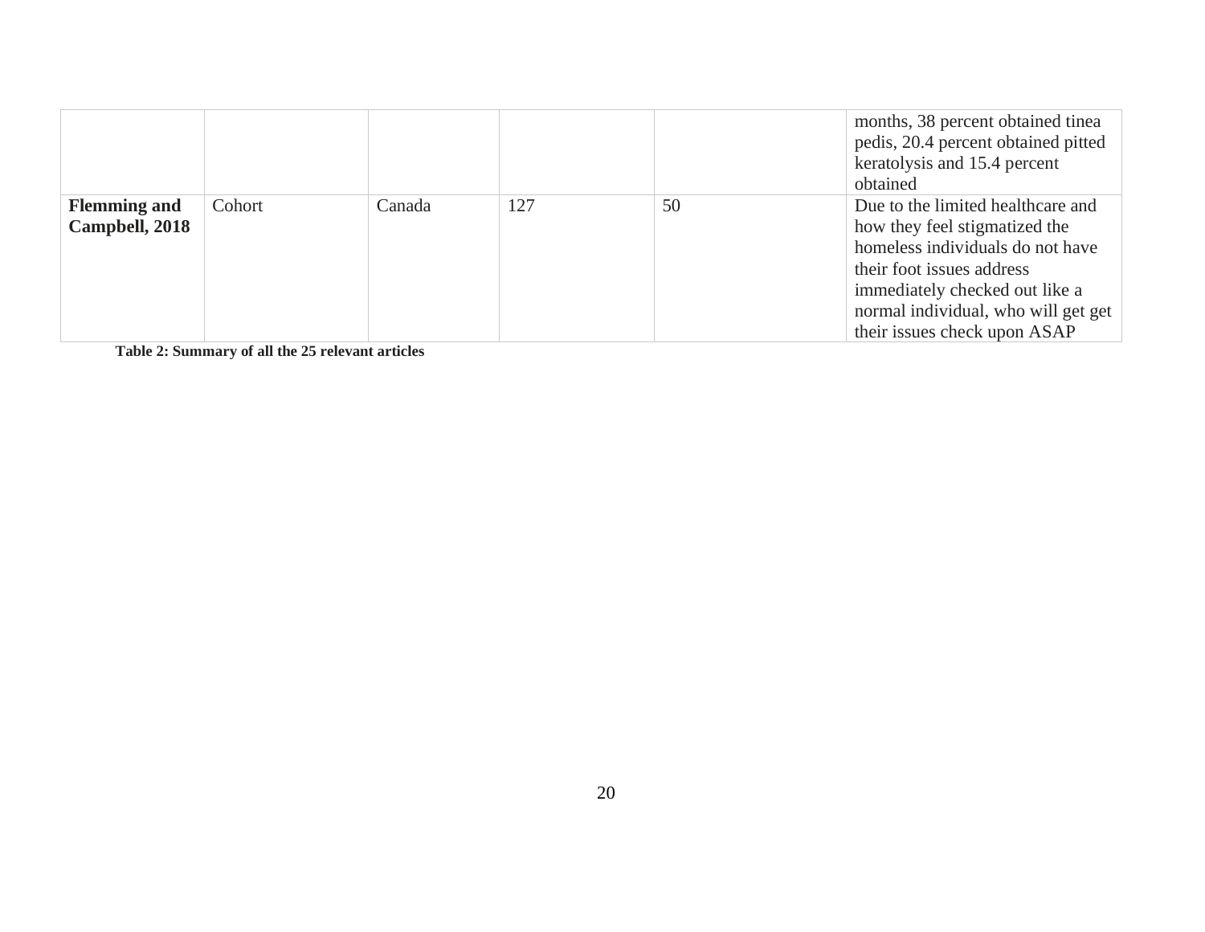| | | | | | |
|---|---|---|---|---|---|
| | | | | | months, 38 percent obtained tinea pedis, 20.4 percent obtained pitted keratolysis and 15.4 percent obtained |
| **Flemming and Campbell, 2018** | Cohort | Canada | 127 | 50 | Due to the limited healthcare and how they feel stigmatized the homeless individuals do not have their foot issues address immediately checked out like a normal individual, who will get get their issues check upon ASAP |

**Table 2: Summary of all the 25 relevant articles**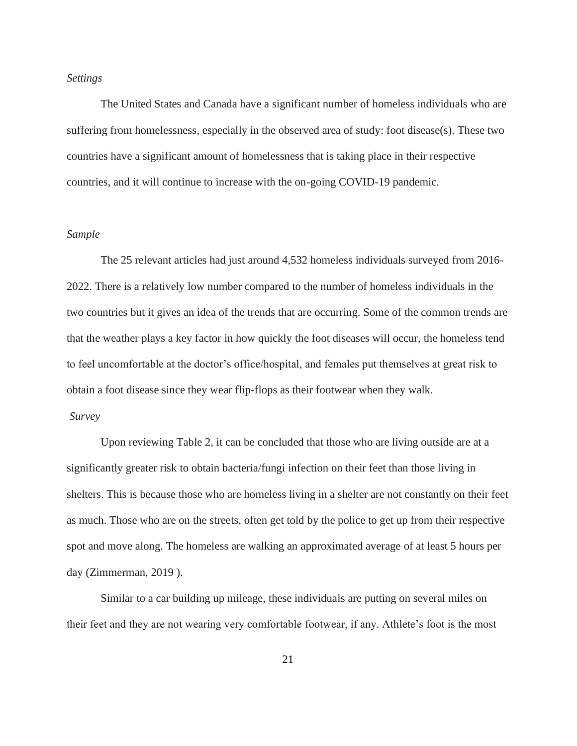*Settings*

The United States and Canada have a significant number of homeless individuals who are suffering from homelessness, especially in the observed area of study: foot disease(s). These two countries have a significant amount of homelessness that is taking place in their respective countries, and it will continue to increase with the on-going COVID-19 pandemic.

*Sample*

The 25 relevant articles had just around 4,532 homeless individuals surveyed from 2016-2022. There is a relatively low number compared to the number of homeless individuals in the two countries but it gives an idea of the trends that are occurring. Some of the common trends are that the weather plays a key factor in how quickly the foot diseases will occur, the homeless tend to feel uncomfortable at the doctor's office/hospital, and females put themselves at great risk to obtain a foot disease since they wear flip-flops as their footwear when they walk.

*Survey*

Upon reviewing Table 2, it can be concluded that those who are living outside are at a significantly greater risk to obtain bacteria/fungi infection on their feet than those living in shelters. This is because those who are homeless living in a shelter are not constantly on their feet as much. Those who are on the streets, often get told by the police to get up from their respective spot and move along. The homeless are walking an approximated average of at least 5 hours per day (Zimmerman, 2019 ).

Similar to a car building up mileage, these individuals are putting on several miles on their feet and they are not wearing very comfortable footwear, if any. Athlete's foot is the most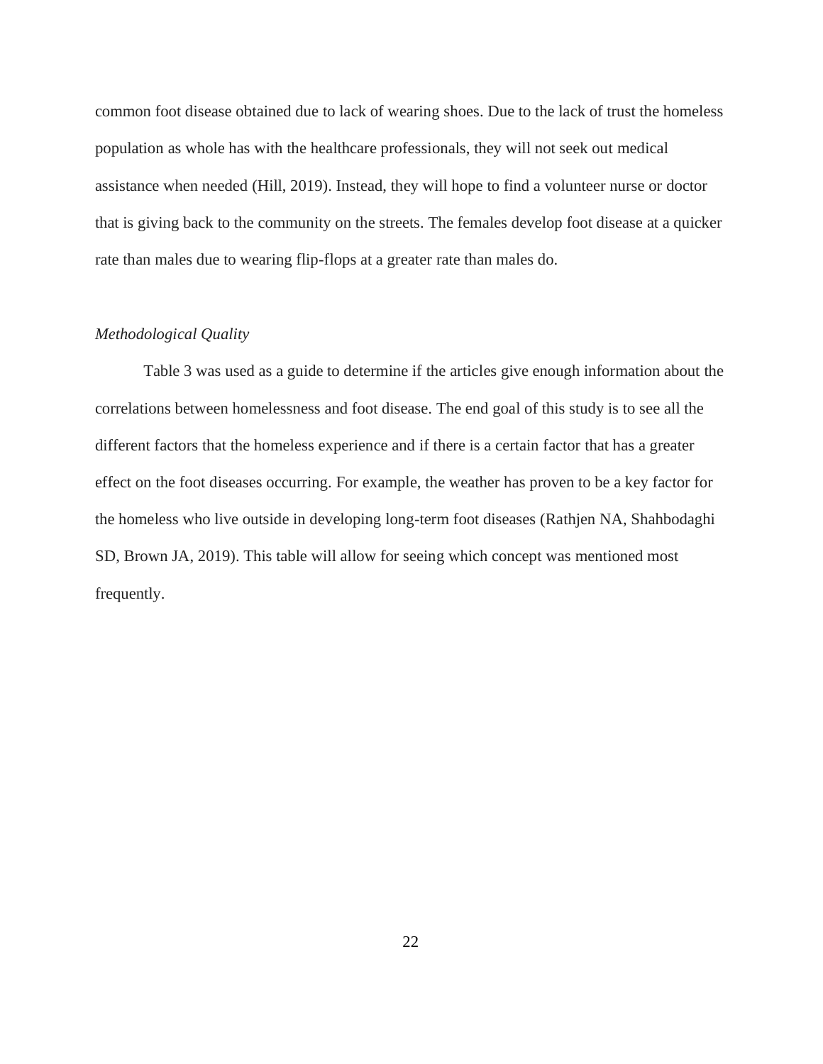common foot disease obtained due to lack of wearing shoes. Due to the lack of trust the homeless population as whole has with the healthcare professionals, they will not seek out medical assistance when needed (Hill, 2019). Instead, they will hope to find a volunteer nurse or doctor that is giving back to the community on the streets. The females develop foot disease at a quicker rate than males due to wearing flip-flops at a greater rate than males do.

*Methodological Quality*

Table 3 was used as a guide to determine if the articles give enough information about the correlations between homelessness and foot disease. The end goal of this study is to see all the different factors that the homeless experience and if there is a certain factor that has a greater effect on the foot diseases occurring. For example, the weather has proven to be a key factor for the homeless who live outside in developing long-term foot diseases (Rathjen NA, Shahbodaghi SD, Brown JA, 2019). This table will allow for seeing which concept was mentioned most frequently.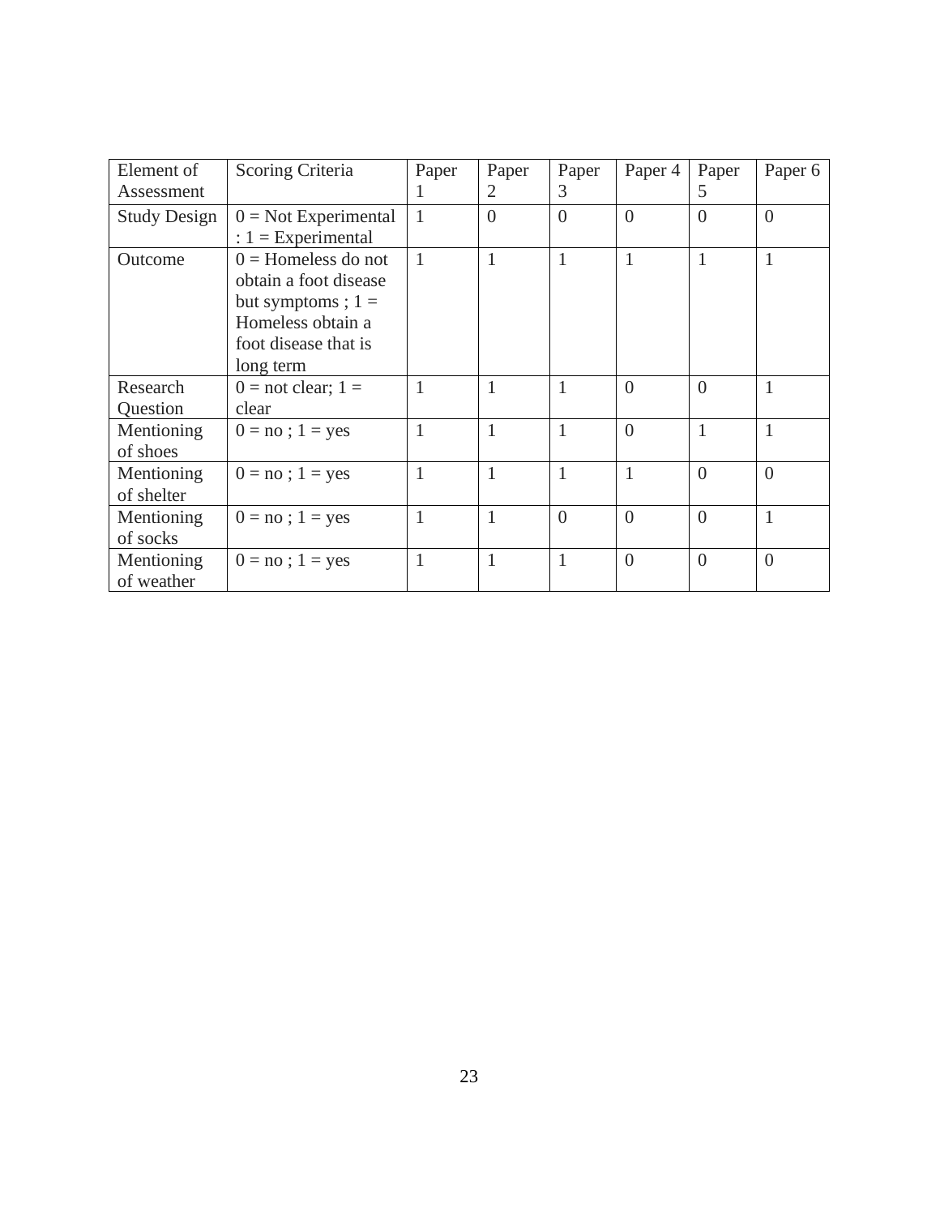| Element of Assessment | Scoring Criteria | Paper 1 | Paper 2 | Paper 3 | Paper 4 | Paper 5 | Paper 6 |
|---|---|---|---|---|---|---|---|
| Study Design | 0 = Not Experimental : 1 = Experimental | 1 | 0 | 0 | 0 | 0 | 0 |
| Outcome | 0 = Homeless do not obtain a foot disease but symptoms ; 1 = Homeless obtain a foot disease that is long term | 1 | 1 | 1 | 1 | 1 | 1 |
| Research Question | 0 = not clear; 1 = clear | 1 | 1 | 1 | 0 | 0 | 1 |
| Mentioning of shoes | 0 = no ; 1 = yes | 1 | 1 | 1 | 0 | 1 | 1 |
| Mentioning of shelter | 0 = no ; 1 = yes | 1 | 1 | 1 | 1 | 0 | 0 |
| Mentioning of socks | 0 = no ; 1 = yes | 1 | 1 | 0 | 0 | 0 | 1 |
| Mentioning of weather | 0 = no ; 1 = yes | 1 | 1 | 1 | 0 | 0 | 0 |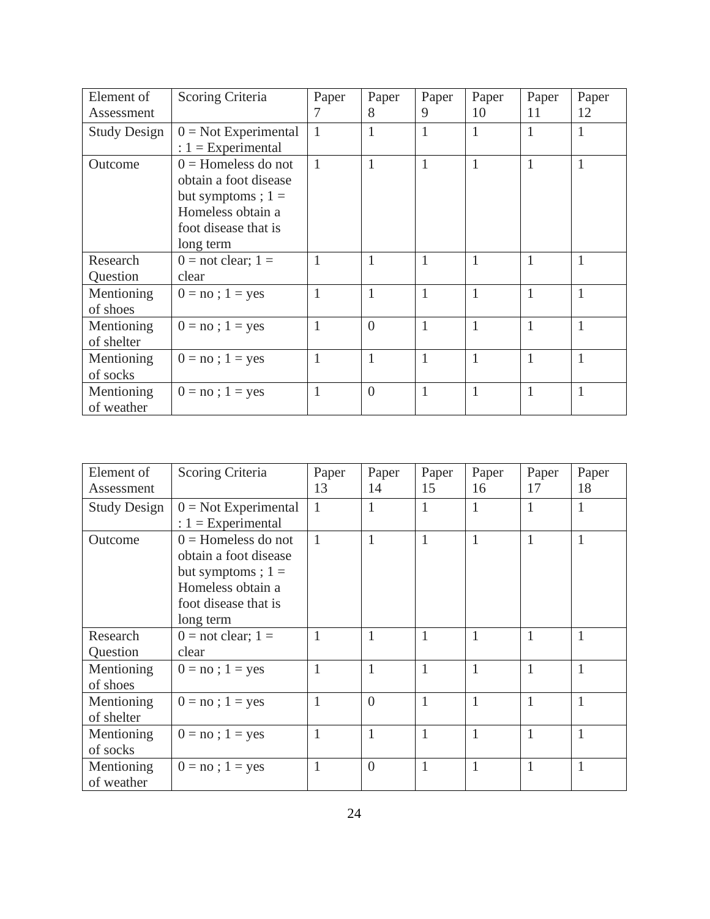| Element of Assessment | Scoring Criteria | Paper 7 | Paper 8 | Paper 9 | Paper 10 | Paper 11 | Paper 12 |
|---|---|---|---|---|---|---|---|
| Study Design | 0 = Not Experimental : 1 = Experimental | 1 | 1 | 1 | 1 | 1 | 1 |
| Outcome | 0 = Homeless do not obtain a foot disease but symptoms ; 1 = Homeless obtain a foot disease that is long term | 1 | 1 | 1 | 1 | 1 | 1 |
| Research Question | 0 = not clear; 1 = clear | 1 | 1 | 1 | 1 | 1 | 1 |
| Mentioning of shoes | 0 = no ; 1 = yes | 1 | 1 | 1 | 1 | 1 | 1 |
| Mentioning of shelter | 0 = no ; 1 = yes | 1 | 0 | 1 | 1 | 1 | 1 |
| Mentioning of socks | 0 = no ; 1 = yes | 1 | 1 | 1 | 1 | 1 | 1 |
| Mentioning of weather | 0 = no ; 1 = yes | 1 | 0 | 1 | 1 | 1 | 1 |

| Element of Assessment | Scoring Criteria | Paper 13 | Paper 14 | Paper 15 | Paper 16 | Paper 17 | Paper 18 |
|---|---|---|---|---|---|---|---|
| Study Design | 0 = Not Experimental : 1 = Experimental | 1 | 1 | 1 | 1 | 1 | 1 |
| Outcome | 0 = Homeless do not obtain a foot disease but symptoms ; 1 = Homeless obtain a foot disease that is long term | 1 | 1 | 1 | 1 | 1 | 1 |
| Research Question | 0 = not clear; 1 = clear | 1 | 1 | 1 | 1 | 1 | 1 |
| Mentioning of shoes | 0 = no ; 1 = yes | 1 | 1 | 1 | 1 | 1 | 1 |
| Mentioning of shelter | 0 = no ; 1 = yes | 1 | 0 | 1 | 1 | 1 | 1 |
| Mentioning of socks | 0 = no ; 1 = yes | 1 | 1 | 1 | 1 | 1 | 1 |
| Mentioning of weather | 0 = no ; 1 = yes | 1 | 0 | 1 | 1 | 1 | 1 |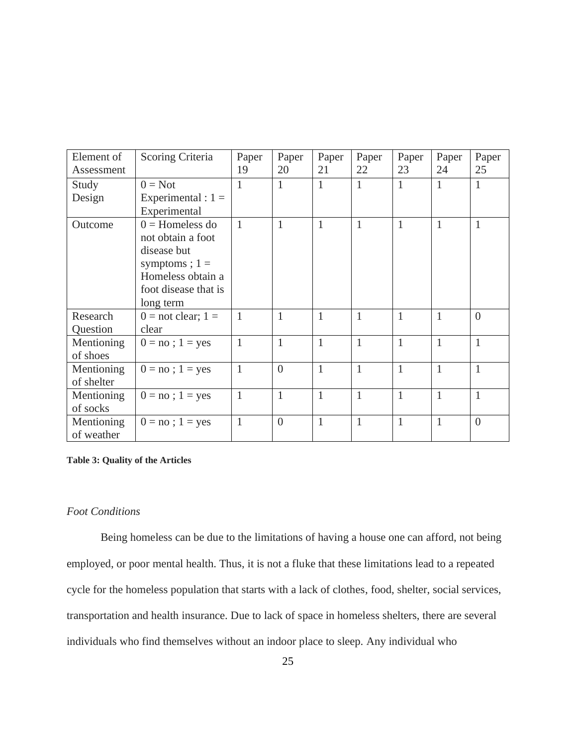| Element of Assessment | Scoring Criteria | Paper 19 | Paper 20 | Paper 21 | Paper 22 | Paper 23 | Paper 24 | Paper 25 |
|---|---|---|---|---|---|---|---|---|
| Study Design | 0 = Not Experimental : 1 = Experimental | 1 | 1 | 1 | 1 | 1 | 1 | 1 |
| Outcome | 0 = Homeless do not obtain a foot disease but symptoms ; 1 = Homeless obtain a foot disease that is long term | 1 | 1 | 1 | 1 | 1 | 1 | 1 |
| Research Question | 0 = not clear; 1 = clear | 1 | 1 | 1 | 1 | 1 | 1 | 0 |
| Mentioning of shoes | 0 = no ; 1 = yes | 1 | 1 | 1 | 1 | 1 | 1 | 1 |
| Mentioning of shelter | 0 = no ; 1 = yes | 1 | 0 | 1 | 1 | 1 | 1 | 1 |
| Mentioning of socks | 0 = no ; 1 = yes | 1 | 1 | 1 | 1 | 1 | 1 | 1 |
| Mentioning of weather | 0 = no ; 1 = yes | 1 | 0 | 1 | 1 | 1 | 1 | 0 |

**Table 3: Quality of the Articles**

*Foot Conditions*

Being homeless can be due to the limitations of having a house one can afford, not being employed, or poor mental health. Thus, it is not a fluke that these limitations lead to a repeated cycle for the homeless population that starts with a lack of clothes, food, shelter, social services, transportation and health insurance. Due to lack of space in homeless shelters, there are several individuals who find themselves without an indoor place to sleep. Any individual who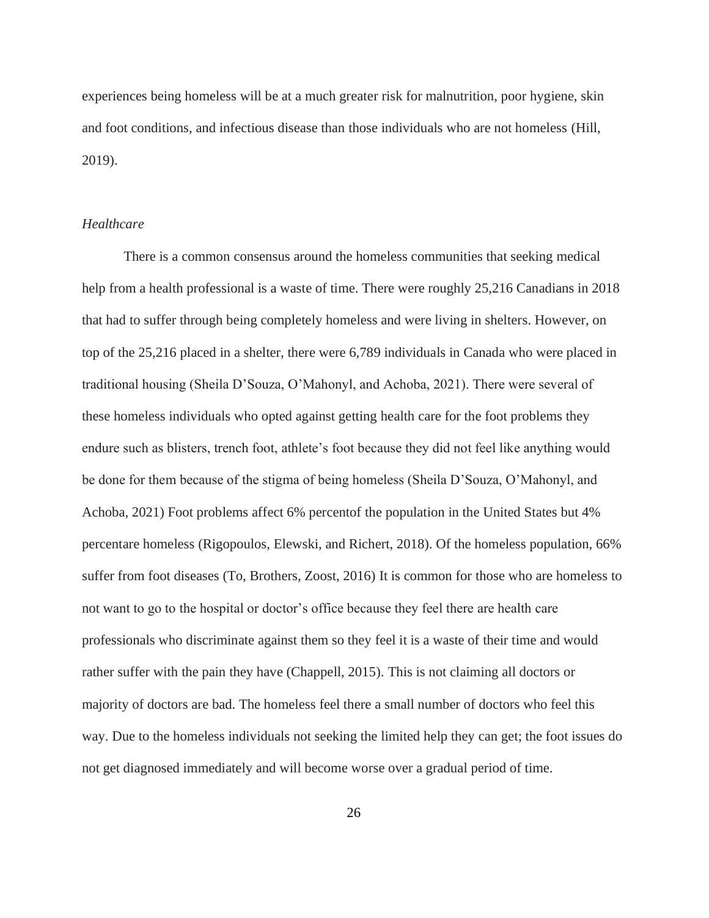experiences being homeless will be at a much greater risk for malnutrition, poor hygiene, skin and foot conditions, and infectious disease than those individuals who are not homeless (Hill, 2019).

*Healthcare*

There is a common consensus around the homeless communities that seeking medical help from a health professional is a waste of time. There were roughly 25,216 Canadians in 2018 that had to suffer through being completely homeless and were living in shelters. However, on top of the 25,216 placed in a shelter, there were 6,789 individuals in Canada who were placed in traditional housing (Sheila D'Souza, O'Mahonyl, and Achoba, 2021). There were several of these homeless individuals who opted against getting health care for the foot problems they endure such as blisters, trench foot, athlete's foot because they did not feel like anything would be done for them because of the stigma of being homeless (Sheila D'Souza, O'Mahonyl, and Achoba, 2021) Foot problems affect 6% percentof the population in the United States but 4% percentare homeless (Rigopoulos, Elewski, and Richert, 2018). Of the homeless population, 66% suffer from foot diseases (To, Brothers, Zoost, 2016) It is common for those who are homeless to not want to go to the hospital or doctor's office because they feel there are health care professionals who discriminate against them so they feel it is a waste of their time and would rather suffer with the pain they have (Chappell, 2015). This is not claiming all doctors or majority of doctors are bad. The homeless feel there a small number of doctors who feel this way. Due to the homeless individuals not seeking the limited help they can get; the foot issues do not get diagnosed immediately and will become worse over a gradual period of time.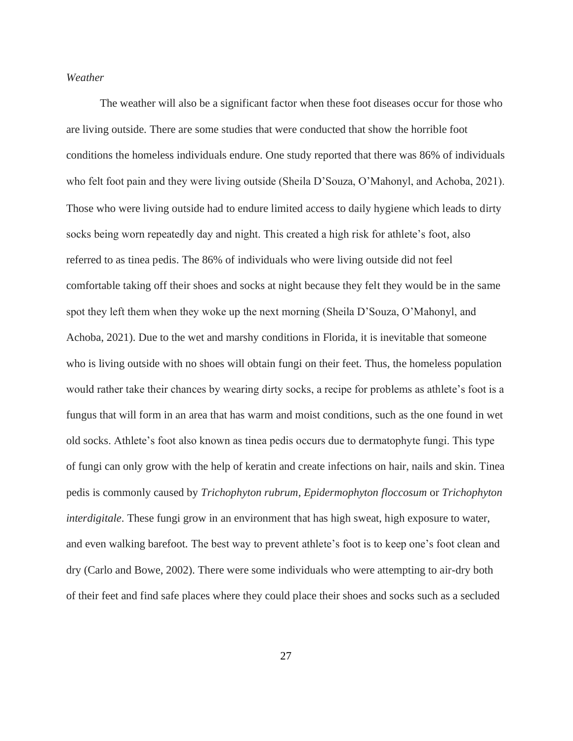*Weather*

The weather will also be a significant factor when these foot diseases occur for those who are living outside. There are some studies that were conducted that show the horrible foot conditions the homeless individuals endure. One study reported that there was 86% of individuals who felt foot pain and they were living outside (Sheila D'Souza, O'Mahonyl, and Achoba, 2021). Those who were living outside had to endure limited access to daily hygiene which leads to dirty socks being worn repeatedly day and night. This created a high risk for athlete's foot, also referred to as tinea pedis. The 86% of individuals who were living outside did not feel comfortable taking off their shoes and socks at night because they felt they would be in the same spot they left them when they woke up the next morning (Sheila D'Souza, O'Mahonyl, and Achoba, 2021). Due to the wet and marshy conditions in Florida, it is inevitable that someone who is living outside with no shoes will obtain fungi on their feet. Thus, the homeless population would rather take their chances by wearing dirty socks, a recipe for problems as athlete's foot is a fungus that will form in an area that has warm and moist conditions, such as the one found in wet old socks. Athlete's foot also known as tinea pedis occurs due to dermatophyte fungi. This type of fungi can only grow with the help of keratin and create infections on hair, nails and skin. Tinea pedis is commonly caused by *Trichophyton rubrum*, *Epidermophyton floccosum* or *Trichophyton interdigitale*. These fungi grow in an environment that has high sweat, high exposure to water, and even walking barefoot. The best way to prevent athlete's foot is to keep one's foot clean and dry (Carlo and Bowe, 2002). There were some individuals who were attempting to air-dry both of their feet and find safe places where they could place their shoes and socks such as a secluded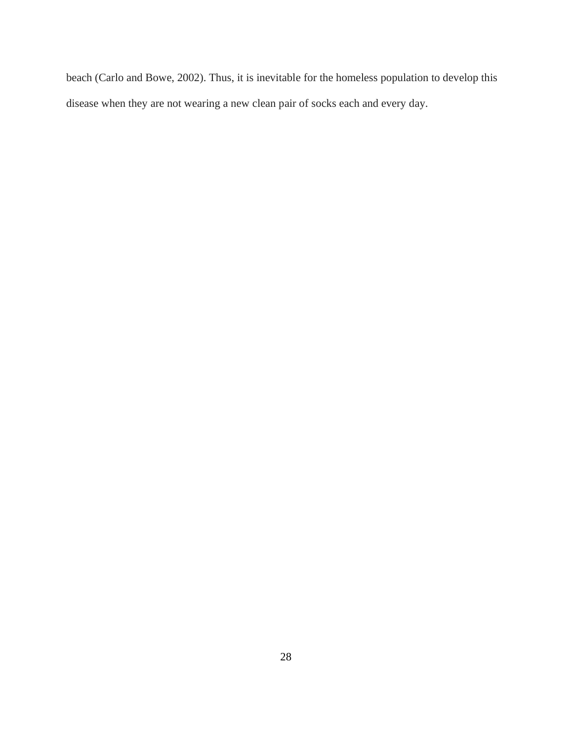beach (Carlo and Bowe, 2002). Thus, it is inevitable for the homeless population to develop this disease when they are not wearing a new clean pair of socks each and every day.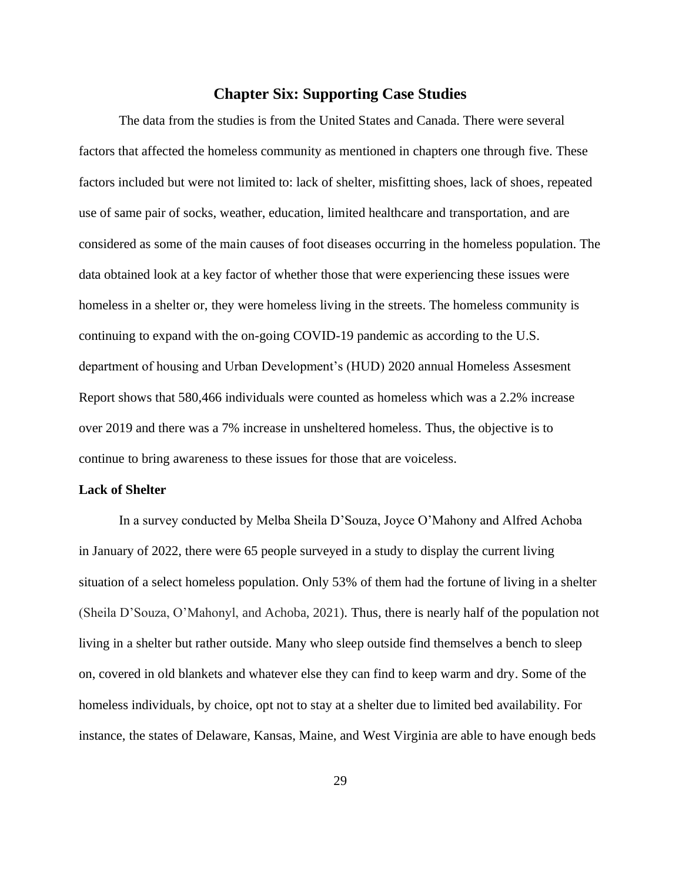# Chapter Six: Supporting Case Studies

The data from the studies is from the United States and Canada. There were several factors that affected the homeless community as mentioned in chapters one through five. These factors included but were not limited to: lack of shelter, misfitting shoes, lack of shoes, repeated use of same pair of socks, weather, education, limited healthcare and transportation, and are considered as some of the main causes of foot diseases occurring in the homeless population. The data obtained look at a key factor of whether those that were experiencing these issues were homeless in a shelter or, they were homeless living in the streets. The homeless community is continuing to expand with the on-going COVID-19 pandemic as according to the U.S. department of housing and Urban Development's (HUD) 2020 annual Homeless Assesment Report shows that 580,466 individuals were counted as homeless which was a 2.2% increase over 2019 and there was a 7% increase in unsheltered homeless. Thus, the objective is to continue to bring awareness to these issues for those that are voiceless.

**Lack of Shelter**

In a survey conducted by Melba Sheila D'Souza, Joyce O'Mahony and Alfred Achoba in January of 2022, there were 65 people surveyed in a study to display the current living situation of a select homeless population. Only 53% of them had the fortune of living in a shelter (Sheila D'Souza, O'Mahonyl, and Achoba, 2021). Thus, there is nearly half of the population not living in a shelter but rather outside. Many who sleep outside find themselves a bench to sleep on, covered in old blankets and whatever else they can find to keep warm and dry. Some of the homeless individuals, by choice, opt not to stay at a shelter due to limited bed availability. For instance, the states of Delaware, Kansas, Maine, and West Virginia are able to have enough beds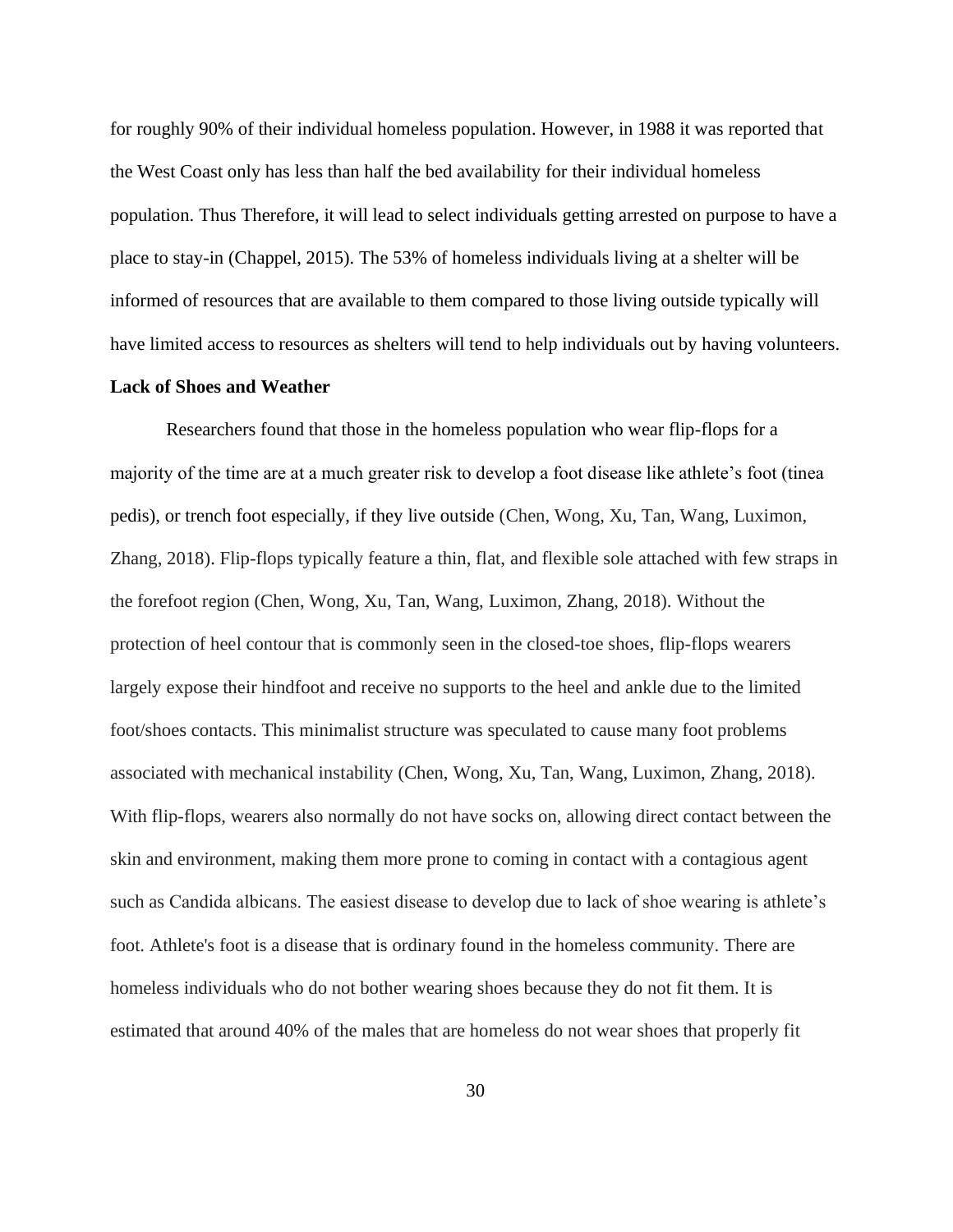for roughly 90% of their individual homeless population. However, in 1988 it was reported that the West Coast only has less than half the bed availability for their individual homeless population. Thus Therefore, it will lead to select individuals getting arrested on purpose to have a place to stay-in (Chappel, 2015). The 53% of homeless individuals living at a shelter will be informed of resources that are available to them compared to those living outside typically will have limited access to resources as shelters will tend to help individuals out by having volunteers.

**Lack of Shoes and Weather**

Researchers found that those in the homeless population who wear flip-flops for a majority of the time are at a much greater risk to develop a foot disease like athlete's foot (tinea pedis), or trench foot especially, if they live outside (Chen, Wong, Xu, Tan, Wang, Luximon, Zhang, 2018). Flip-flops typically feature a thin, flat, and flexible sole attached with few straps in the forefoot region (Chen, Wong, Xu, Tan, Wang, Luximon, Zhang, 2018). Without the protection of heel contour that is commonly seen in the closed-toe shoes, flip-flops wearers largely expose their hindfoot and receive no supports to the heel and ankle due to the limited foot/shoes contacts. This minimalist structure was speculated to cause many foot problems associated with mechanical instability (Chen, Wong, Xu, Tan, Wang, Luximon, Zhang, 2018). With flip-flops, wearers also normally do not have socks on, allowing direct contact between the skin and environment, making them more prone to coming in contact with a contagious agent such as Candida albicans. The easiest disease to develop due to lack of shoe wearing is athlete's foot. Athlete's foot is a disease that is ordinary found in the homeless community. There are homeless individuals who do not bother wearing shoes because they do not fit them. It is estimated that around 40% of the males that are homeless do not wear shoes that properly fit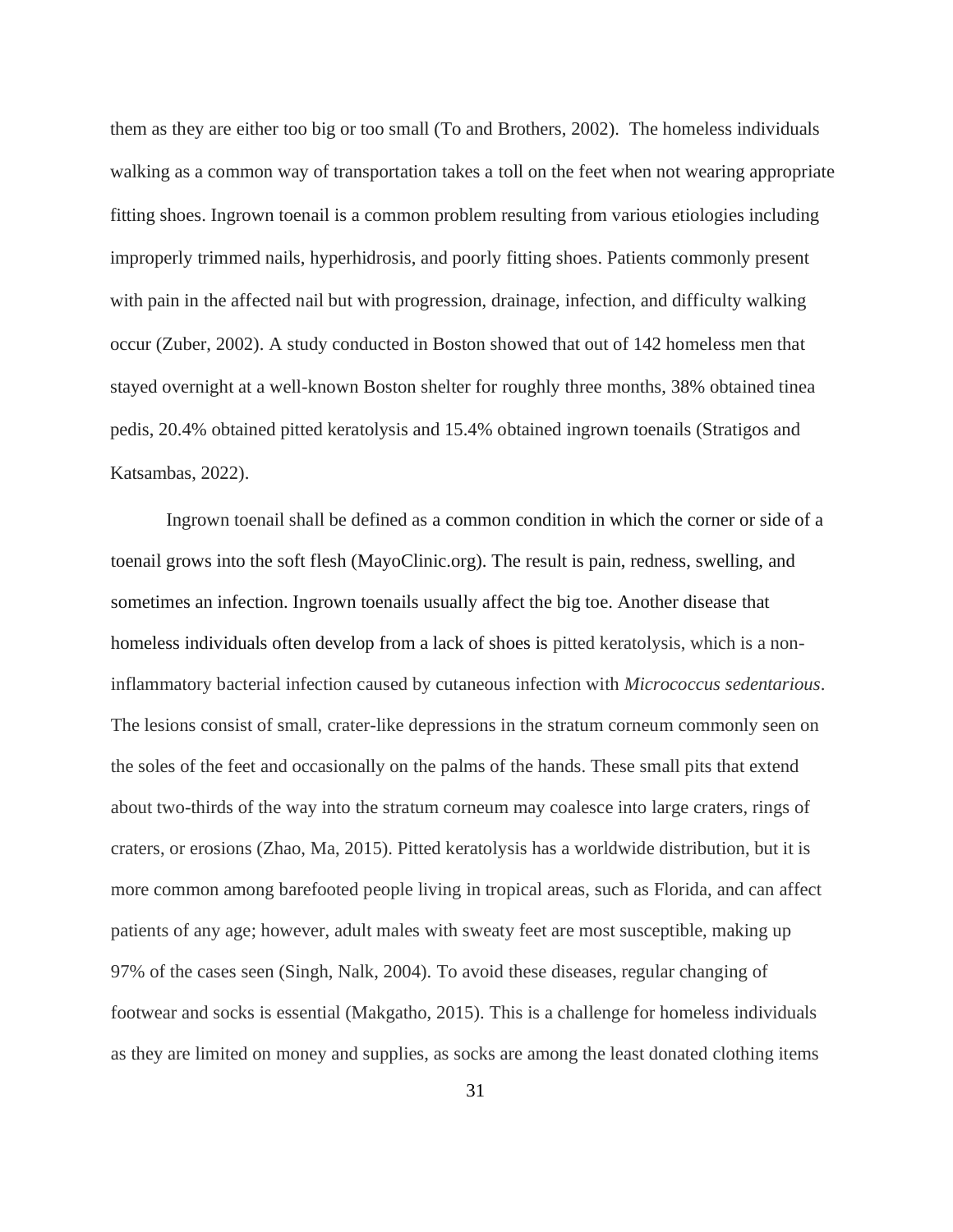them as they are either too big or too small (To and Brothers, 2002). The homeless individuals walking as a common way of transportation takes a toll on the feet when not wearing appropriate fitting shoes. Ingrown toenail is a common problem resulting from various etiologies including improperly trimmed nails, hyperhidrosis, and poorly fitting shoes. Patients commonly present with pain in the affected nail but with progression, drainage, infection, and difficulty walking occur (Zuber, 2002). A study conducted in Boston showed that out of 142 homeless men that stayed overnight at a well-known Boston shelter for roughly three months, 38% obtained tinea pedis, 20.4% obtained pitted keratolysis and 15.4% obtained ingrown toenails (Stratigos and Katsambas, 2022).

Ingrown toenail shall be defined as a common condition in which the corner or side of a toenail grows into the soft flesh (MayoClinic.org). The result is pain, redness, swelling, and sometimes an infection. Ingrown toenails usually affect the big toe. Another disease that homeless individuals often develop from a lack of shoes is pitted keratolysis, which is a non-inflammatory bacterial infection caused by cutaneous infection with *Micrococcus sedentarious*. The lesions consist of small, crater-like depressions in the stratum corneum commonly seen on the soles of the feet and occasionally on the palms of the hands. These small pits that extend about two-thirds of the way into the stratum corneum may coalesce into large craters, rings of craters, or erosions (Zhao, Ma, 2015). Pitted keratolysis has a worldwide distribution, but it is more common among barefooted people living in tropical areas, such as Florida, and can affect patients of any age; however, adult males with sweaty feet are most susceptible, making up 97% of the cases seen (Singh, Nalk, 2004). To avoid these diseases, regular changing of footwear and socks is essential (Makgatho, 2015). This is a challenge for homeless individuals as they are limited on money and supplies, as socks are among the least donated clothing items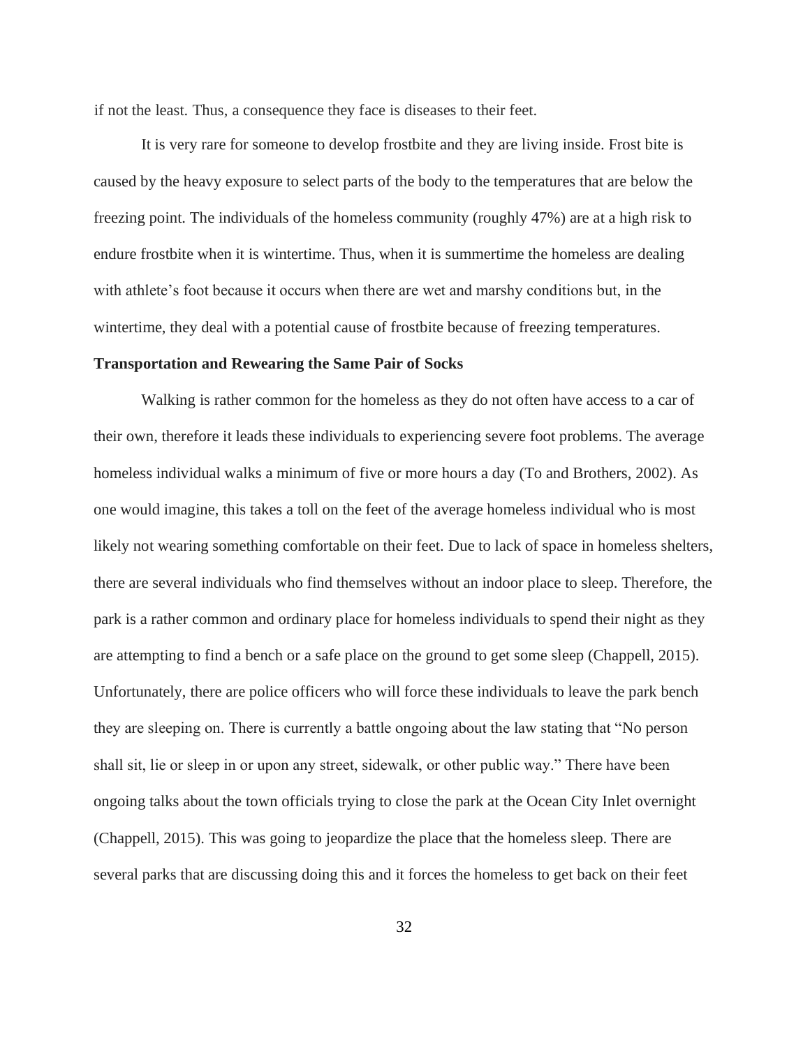if not the least. Thus, a consequence they face is diseases to their feet.

It is very rare for someone to develop frostbite and they are living inside. Frost bite is caused by the heavy exposure to select parts of the body to the temperatures that are below the freezing point. The individuals of the homeless community (roughly 47%) are at a high risk to endure frostbite when it is wintertime. Thus, when it is summertime the homeless are dealing with athlete's foot because it occurs when there are wet and marshy conditions but, in the wintertime, they deal with a potential cause of frostbite because of freezing temperatures.

**Transportation and Rewearing the Same Pair of Socks**

Walking is rather common for the homeless as they do not often have access to a car of their own, therefore it leads these individuals to experiencing severe foot problems. The average homeless individual walks a minimum of five or more hours a day (To and Brothers, 2002). As one would imagine, this takes a toll on the feet of the average homeless individual who is most likely not wearing something comfortable on their feet. Due to lack of space in homeless shelters, there are several individuals who find themselves without an indoor place to sleep. Therefore, the park is a rather common and ordinary place for homeless individuals to spend their night as they are attempting to find a bench or a safe place on the ground to get some sleep (Chappell, 2015). Unfortunately, there are police officers who will force these individuals to leave the park bench they are sleeping on. There is currently a battle ongoing about the law stating that "No person shall sit, lie or sleep in or upon any street, sidewalk, or other public way." There have been ongoing talks about the town officials trying to close the park at the Ocean City Inlet overnight (Chappell, 2015). This was going to jeopardize the place that the homeless sleep. There are several parks that are discussing doing this and it forces the homeless to get back on their feet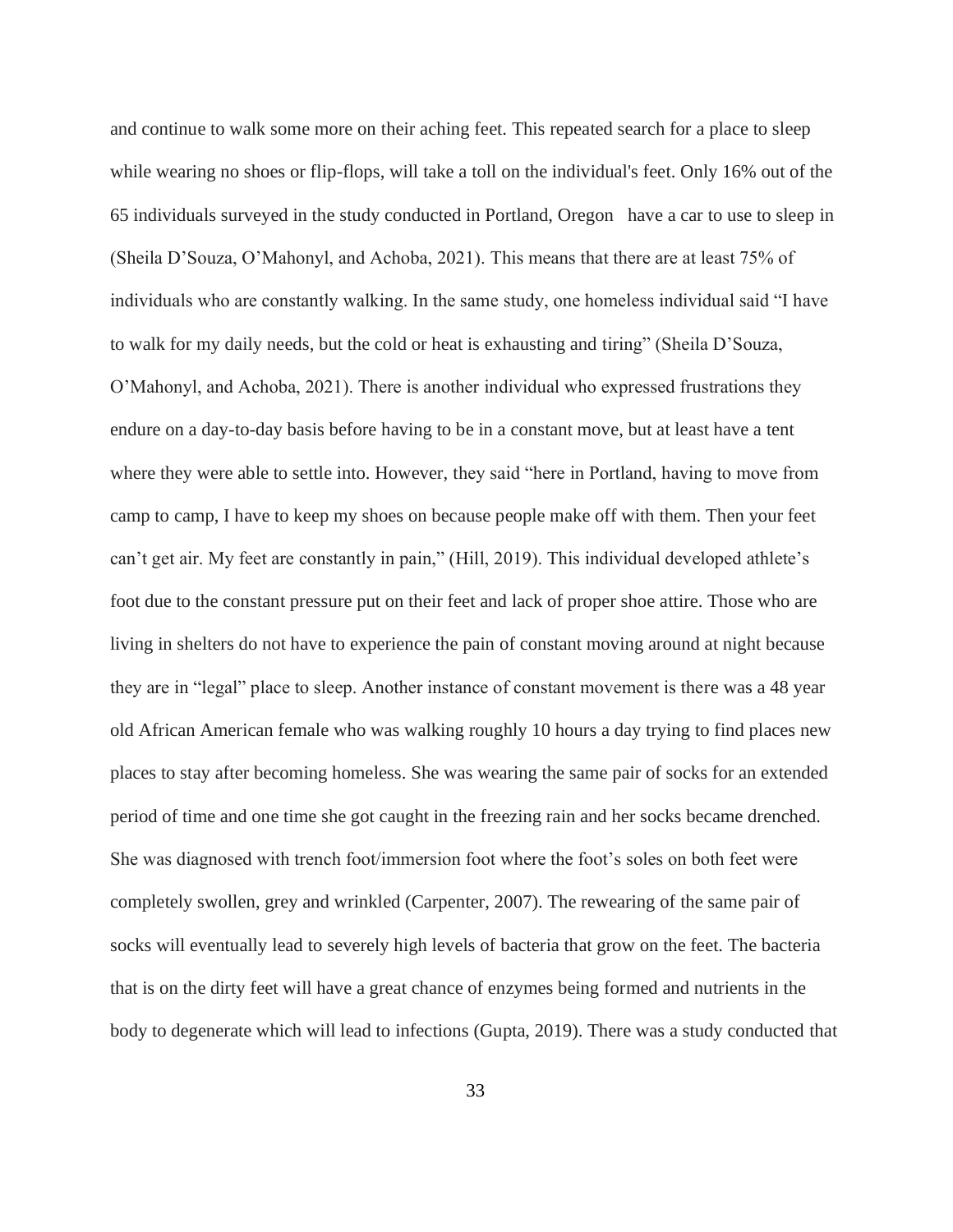and continue to walk some more on their aching feet. This repeated search for a place to sleep while wearing no shoes or flip-flops, will take a toll on the individual's feet. Only 16% out of the 65 individuals surveyed in the study conducted in Portland, Oregon  have a car to use to sleep in (Sheila D'Souza, O'Mahonyl, and Achoba, 2021). This means that there are at least 75% of individuals who are constantly walking. In the same study, one homeless individual said "I have to walk for my daily needs, but the cold or heat is exhausting and tiring" (Sheila D'Souza, O'Mahonyl, and Achoba, 2021). There is another individual who expressed frustrations they endure on a day-to-day basis before having to be in a constant move, but at least have a tent where they were able to settle into. However, they said "here in Portland, having to move from camp to camp, I have to keep my shoes on because people make off with them. Then your feet can't get air. My feet are constantly in pain," (Hill, 2019). This individual developed athlete's foot due to the constant pressure put on their feet and lack of proper shoe attire. Those who are living in shelters do not have to experience the pain of constant moving around at night because they are in "legal" place to sleep. Another instance of constant movement is there was a 48 year old African American female who was walking roughly 10 hours a day trying to find places new places to stay after becoming homeless. She was wearing the same pair of socks for an extended period of time and one time she got caught in the freezing rain and her socks became drenched. She was diagnosed with trench foot/immersion foot where the foot's soles on both feet were completely swollen, grey and wrinkled (Carpenter, 2007). The rewearing of the same pair of socks will eventually lead to severely high levels of bacteria that grow on the feet. The bacteria that is on the dirty feet will have a great chance of enzymes being formed and nutrients in the body to degenerate which will lead to infections (Gupta, 2019). There was a study conducted that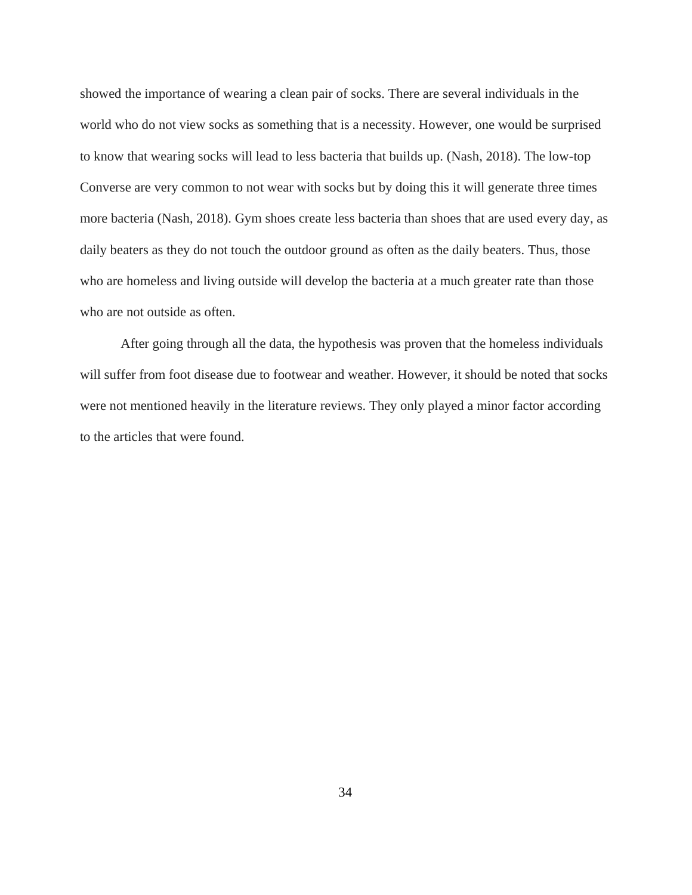showed the importance of wearing a clean pair of socks. There are several individuals in the world who do not view socks as something that is a necessity. However, one would be surprised to know that wearing socks will lead to less bacteria that builds up. (Nash, 2018). The low-top Converse are very common to not wear with socks but by doing this it will generate three times more bacteria (Nash, 2018). Gym shoes create less bacteria than shoes that are used every day, as daily beaters as they do not touch the outdoor ground as often as the daily beaters. Thus, those who are homeless and living outside will develop the bacteria at a much greater rate than those who are not outside as often.

After going through all the data, the hypothesis was proven that the homeless individuals will suffer from foot disease due to footwear and weather. However, it should be noted that socks were not mentioned heavily in the literature reviews. They only played a minor factor according to the articles that were found.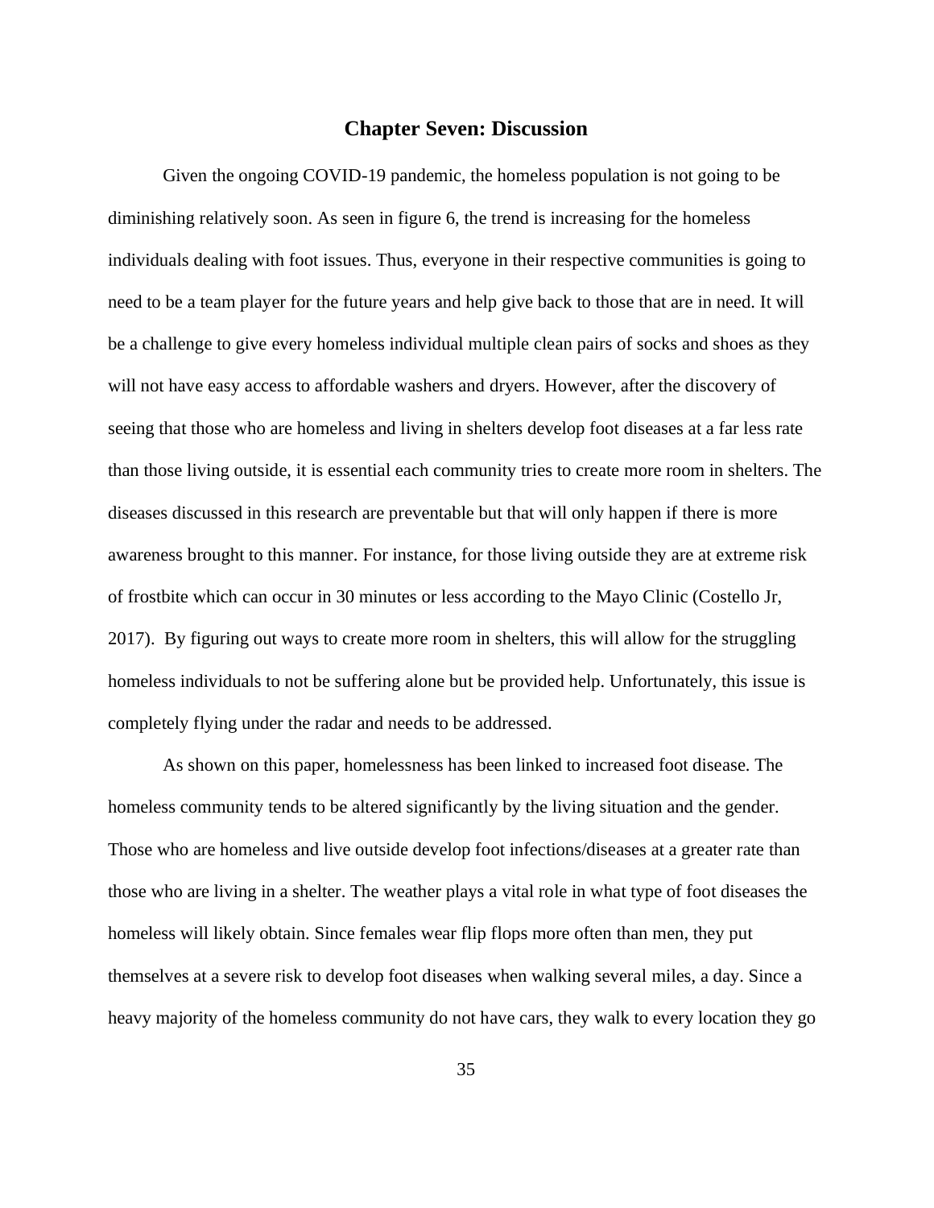# Chapter Seven: Discussion

Given the ongoing COVID-19 pandemic, the homeless population is not going to be diminishing relatively soon. As seen in figure 6, the trend is increasing for the homeless individuals dealing with foot issues. Thus, everyone in their respective communities is going to need to be a team player for the future years and help give back to those that are in need. It will be a challenge to give every homeless individual multiple clean pairs of socks and shoes as they will not have easy access to affordable washers and dryers. However, after the discovery of seeing that those who are homeless and living in shelters develop foot diseases at a far less rate than those living outside, it is essential each community tries to create more room in shelters. The diseases discussed in this research are preventable but that will only happen if there is more awareness brought to this manner. For instance, for those living outside they are at extreme risk of frostbite which can occur in 30 minutes or less according to the Mayo Clinic (Costello Jr, 2017). By figuring out ways to create more room in shelters, this will allow for the struggling homeless individuals to not be suffering alone but be provided help. Unfortunately, this issue is completely flying under the radar and needs to be addressed.

As shown on this paper, homelessness has been linked to increased foot disease. The homeless community tends to be altered significantly by the living situation and the gender. Those who are homeless and live outside develop foot infections/diseases at a greater rate than those who are living in a shelter. The weather plays a vital role in what type of foot diseases the homeless will likely obtain. Since females wear flip flops more often than men, they put themselves at a severe risk to develop foot diseases when walking several miles, a day. Since a heavy majority of the homeless community do not have cars, they walk to every location they go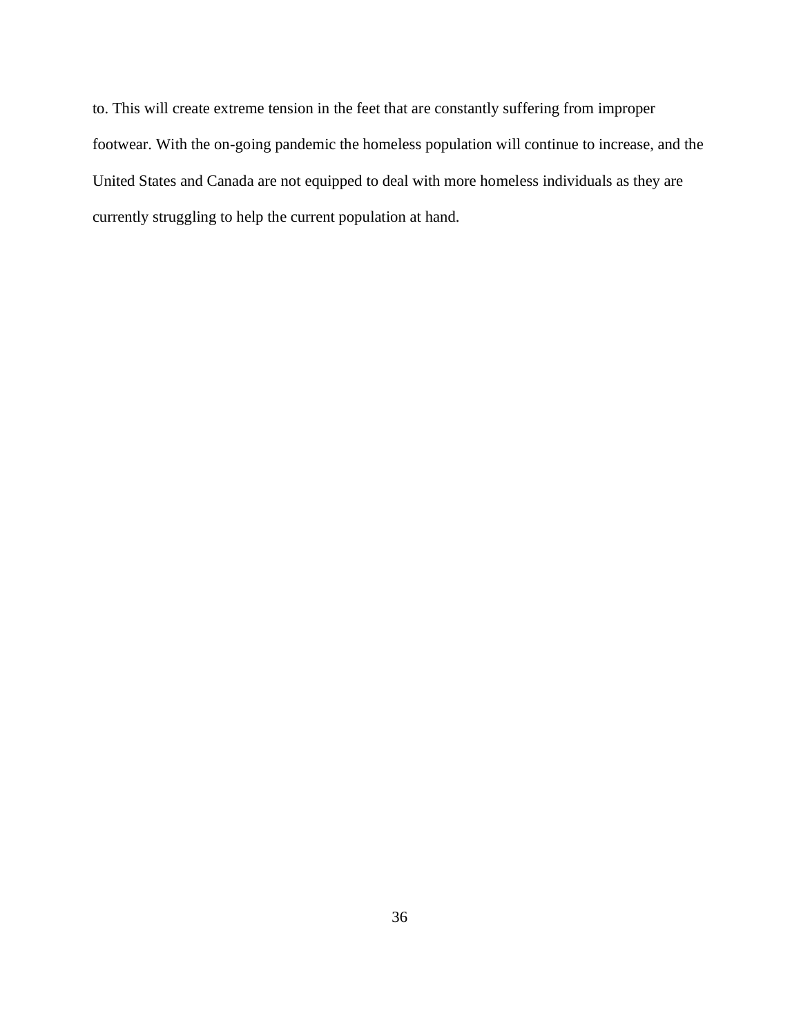to. This will create extreme tension in the feet that are constantly suffering from improper footwear. With the on-going pandemic the homeless population will continue to increase, and the United States and Canada are not equipped to deal with more homeless individuals as they are currently struggling to help the current population at hand.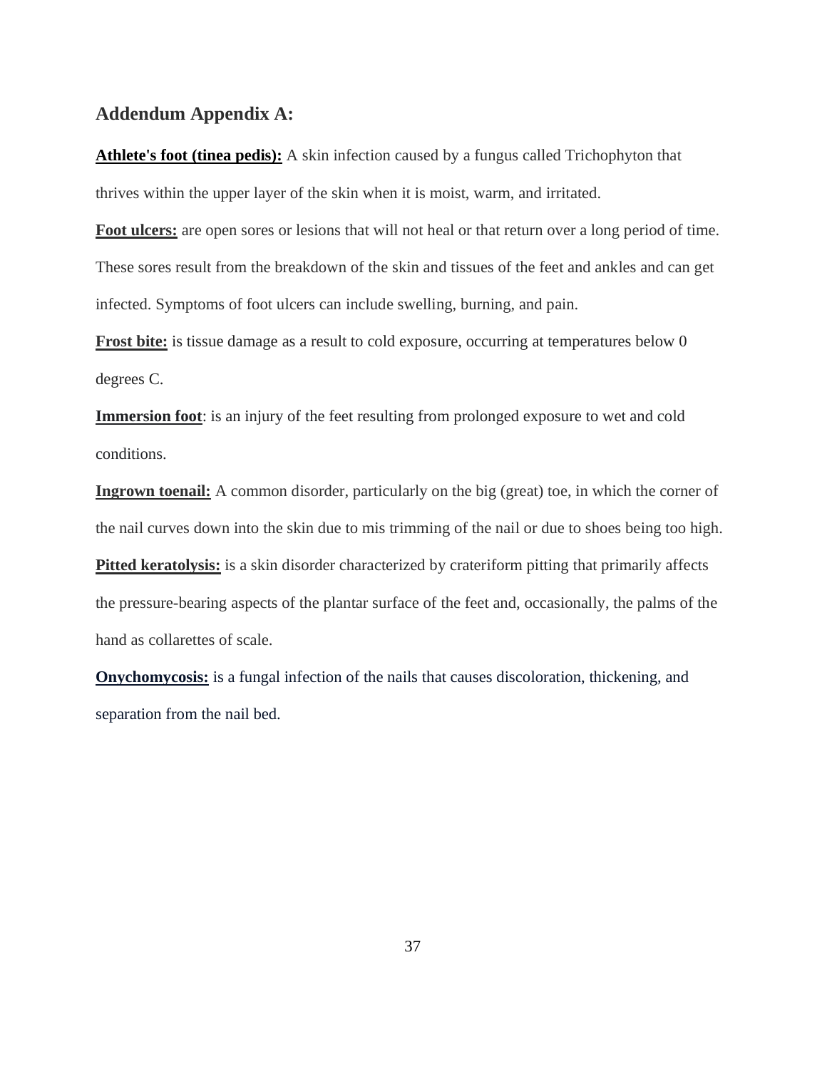## Addendum Appendix A:

**Athlete's foot (tinea pedis):** A skin infection caused by a fungus called Trichophyton that thrives within the upper layer of the skin when it is moist, warm, and irritated.

**Foot ulcers:** are open sores or lesions that will not heal or that return over a long period of time. These sores result from the breakdown of the skin and tissues of the feet and ankles and can get infected. Symptoms of foot ulcers can include swelling, burning, and pain.

**Frost bite:** is tissue damage as a result to cold exposure, occurring at temperatures below 0 degrees C.

**Immersion foot**: is an injury of the feet resulting from prolonged exposure to wet and cold conditions.

**Ingrown toenail:** A common disorder, particularly on the big (great) toe, in which the corner of the nail curves down into the skin due to mis trimming of the nail or due to shoes being too high.

**Pitted keratolysis:** is a skin disorder characterized by crateriform pitting that primarily affects the pressure-bearing aspects of the plantar surface of the feet and, occasionally, the palms of the hand as collarettes of scale.

**Onychomycosis:** is a fungal infection of the nails that causes discoloration, thickening, and separation from the nail bed.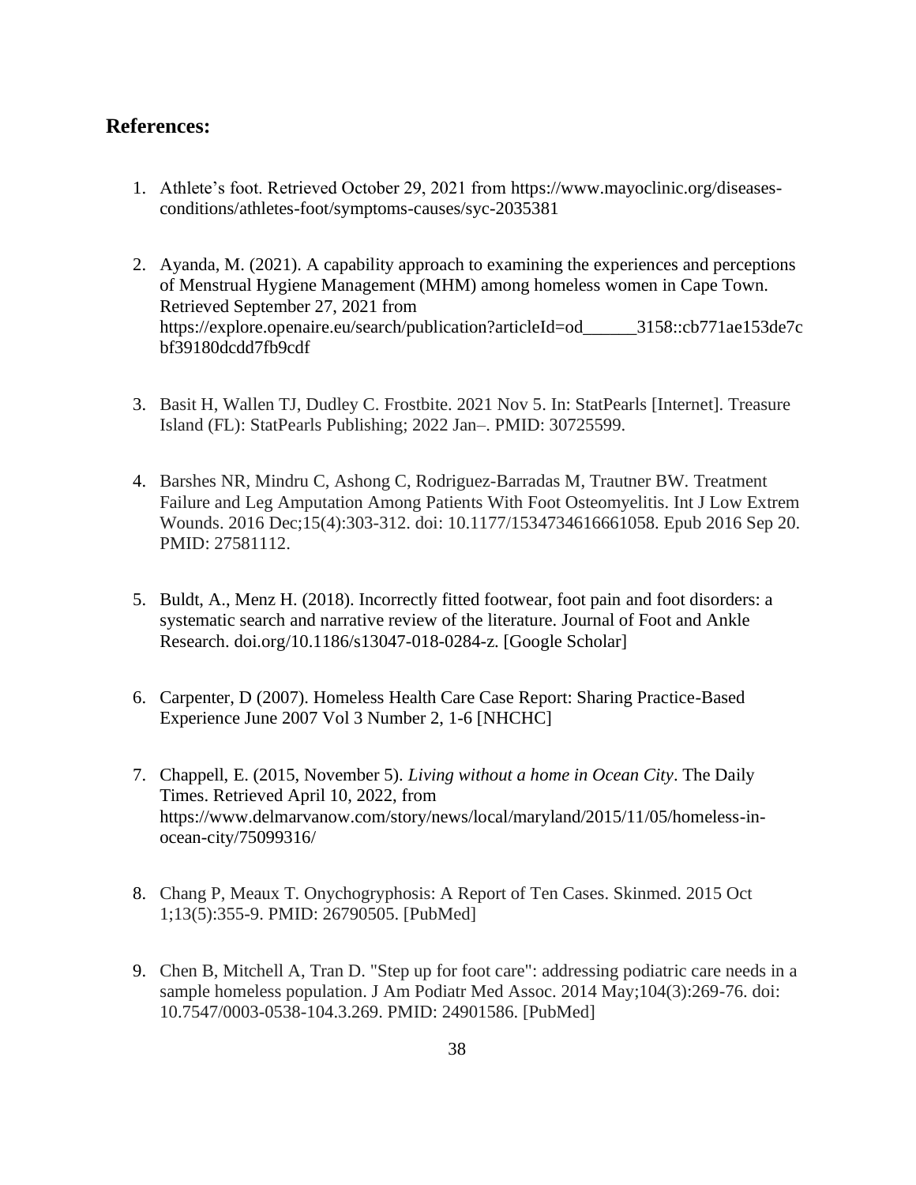## References:

1. Athlete's foot. Retrieved October 29, 2021 from https://www.mayoclinic.org/diseases-conditions/athletes-foot/symptoms-causes/syc-2035381

2. Ayanda, M. (2021). A capability approach to examining the experiences and perceptions of Menstrual Hygiene Management (MHM) among homeless women in Cape Town. Retrieved September 27, 2021 from https://explore.openaire.eu/search/publication?articleId=od______3158::cb771ae153de7cbf39180dcdd7fb9cdf

3. Basit H, Wallen TJ, Dudley C. Frostbite. 2021 Nov 5. In: StatPearls [Internet]. Treasure Island (FL): StatPearls Publishing; 2022 Jan–. PMID: 30725599.

4. Barshes NR, Mindru C, Ashong C, Rodriguez-Barradas M, Trautner BW. Treatment Failure and Leg Amputation Among Patients With Foot Osteomyelitis. Int J Low Extrem Wounds. 2016 Dec;15(4):303-312. doi: 10.1177/1534734616661058. Epub 2016 Sep 20. PMID: 27581112.

5. Buldt, A., Menz H. (2018). Incorrectly fitted footwear, foot pain and foot disorders: a systematic search and narrative review of the literature. Journal of Foot and Ankle Research. doi.org/10.1186/s13047-018-0284-z. [Google Scholar]

6. Carpenter, D (2007). Homeless Health Care Case Report: Sharing Practice-Based Experience June 2007 Vol 3 Number 2, 1-6 [NHCHC]

7. Chappell, E. (2015, November 5). *Living without a home in Ocean City*. The Daily Times. Retrieved April 10, 2022, from https://www.delmarvanow.com/story/news/local/maryland/2015/11/05/homeless-in-ocean-city/75099316/

8. Chang P, Meaux T. Onychogryphosis: A Report of Ten Cases. Skinmed. 2015 Oct 1;13(5):355-9. PMID: 26790505. [PubMed]

9. Chen B, Mitchell A, Tran D. "Step up for foot care": addressing podiatric care needs in a sample homeless population. J Am Podiatr Med Assoc. 2014 May;104(3):269-76. doi: 10.7547/0003-0538-104.3.269. PMID: 24901586. [PubMed]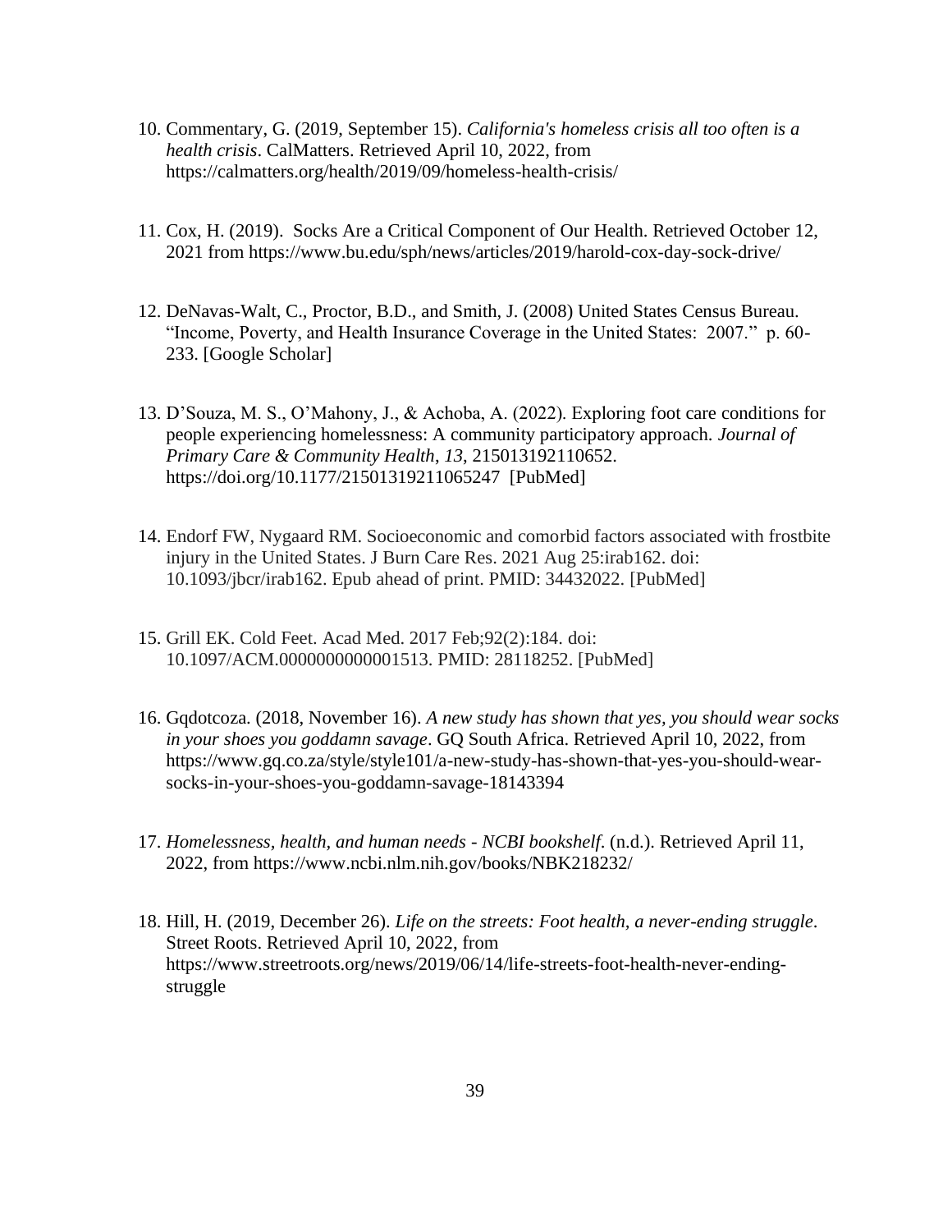10. Commentary, G. (2019, September 15). *California's homeless crisis all too often is a health crisis*. CalMatters. Retrieved April 10, 2022, from https://calmatters.org/health/2019/09/homeless-health-crisis/

11. Cox, H. (2019). Socks Are a Critical Component of Our Health. Retrieved October 12, 2021 from https://www.bu.edu/sph/news/articles/2019/harold-cox-day-sock-drive/

12. DeNavas-Walt, C., Proctor, B.D., and Smith, J. (2008) United States Census Bureau. "Income, Poverty, and Health Insurance Coverage in the United States: 2007." p. 60-233. [Google Scholar]

13. D'Souza, M. S., O'Mahony, J., & Achoba, A. (2022). Exploring foot care conditions for people experiencing homelessness: A community participatory approach. *Journal of Primary Care & Community Health*, *13*, 215013192110652. https://doi.org/10.1177/21501319211065247 [PubMed]

14. Endorf FW, Nygaard RM. Socioeconomic and comorbid factors associated with frostbite injury in the United States. J Burn Care Res. 2021 Aug 25:irab162. doi: 10.1093/jbcr/irab162. Epub ahead of print. PMID: 34432022. [PubMed]

15. Grill EK. Cold Feet. Acad Med. 2017 Feb;92(2):184. doi: 10.1097/ACM.0000000000001513. PMID: 28118252. [PubMed]

16. Gqdotcoza. (2018, November 16). *A new study has shown that yes, you should wear socks in your shoes you goddamn savage*. GQ South Africa. Retrieved April 10, 2022, from https://www.gq.co.za/style/style101/a-new-study-has-shown-that-yes-you-should-wear-socks-in-your-shoes-you-goddamn-savage-18143394

17. *Homelessness, health, and human needs - NCBI bookshelf*. (n.d.). Retrieved April 11, 2022, from https://www.ncbi.nlm.nih.gov/books/NBK218232/

18. Hill, H. (2019, December 26). *Life on the streets: Foot health, a never-ending struggle*. Street Roots. Retrieved April 10, 2022, from https://www.streetroots.org/news/2019/06/14/life-streets-foot-health-never-ending-struggle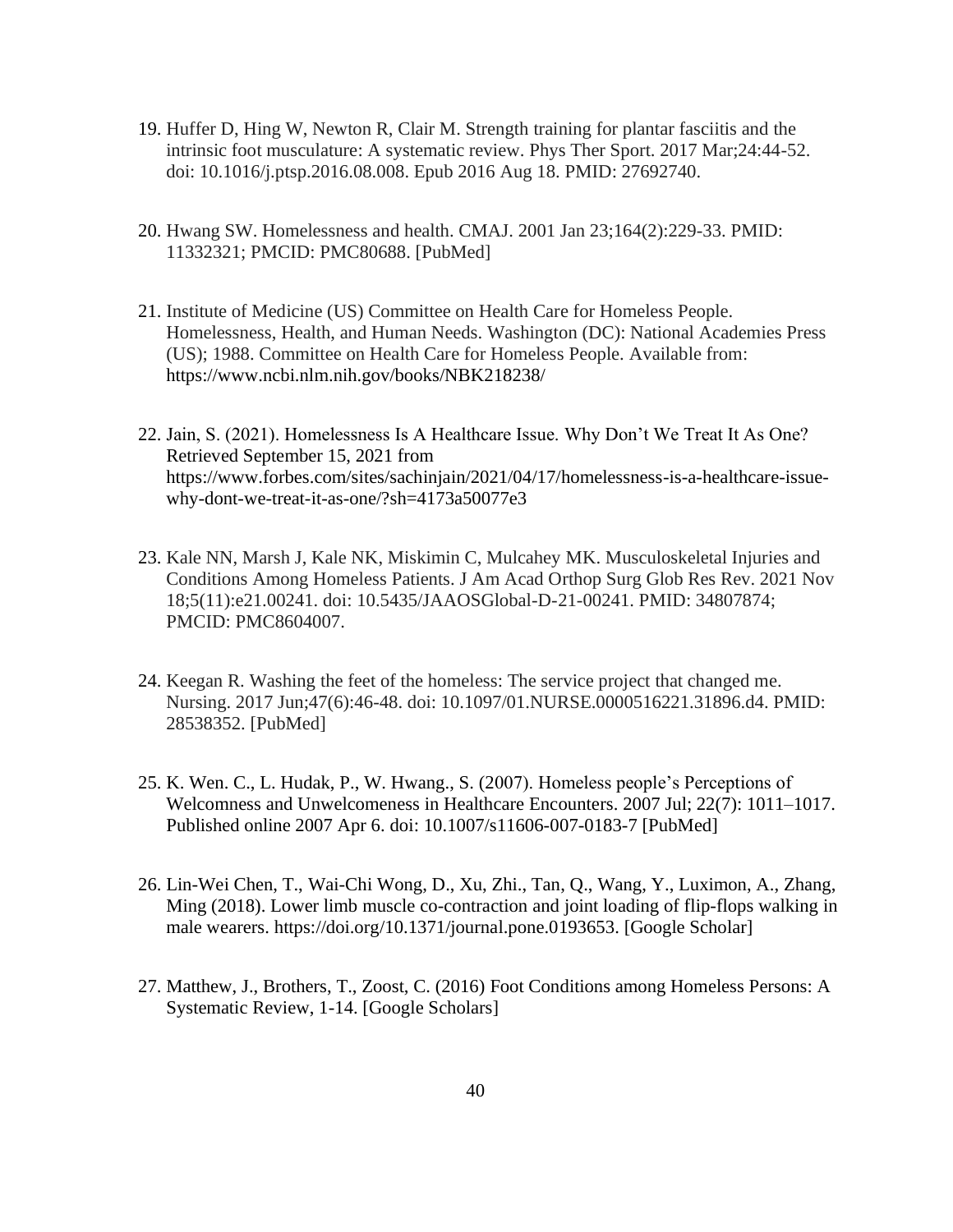19. Huffer D, Hing W, Newton R, Clair M. Strength training for plantar fasciitis and the intrinsic foot musculature: A systematic review. Phys Ther Sport. 2017 Mar;24:44-52. doi: 10.1016/j.ptsp.2016.08.008. Epub 2016 Aug 18. PMID: 27692740.

20. Hwang SW. Homelessness and health. CMAJ. 2001 Jan 23;164(2):229-33. PMID: 11332321; PMCID: PMC80688. [PubMed]

21. Institute of Medicine (US) Committee on Health Care for Homeless People. Homelessness, Health, and Human Needs. Washington (DC): National Academies Press (US); 1988. Committee on Health Care for Homeless People. Available from: https://www.ncbi.nlm.nih.gov/books/NBK218238/

22. Jain, S. (2021). Homelessness Is A Healthcare Issue. Why Don't We Treat It As One? Retrieved September 15, 2021 from https://www.forbes.com/sites/sachinjain/2021/04/17/homelessness-is-a-healthcare-issue-why-dont-we-treat-it-as-one/?sh=4173a50077e3

23. Kale NN, Marsh J, Kale NK, Miskimin C, Mulcahey MK. Musculoskeletal Injuries and Conditions Among Homeless Patients. J Am Acad Orthop Surg Glob Res Rev. 2021 Nov 18;5(11):e21.00241. doi: 10.5435/JAAOSGlobal-D-21-00241. PMID: 34807874; PMCID: PMC8604007.

24. Keegan R. Washing the feet of the homeless: The service project that changed me. Nursing. 2017 Jun;47(6):46-48. doi: 10.1097/01.NURSE.0000516221.31896.d4. PMID: 28538352. [PubMed]

25. K. Wen. C., L. Hudak, P., W. Hwang., S. (2007). Homeless people's Perceptions of Welcomness and Unwelcomeness in Healthcare Encounters. 2007 Jul; 22(7): 1011–1017. Published online 2007 Apr 6. doi: 10.1007/s11606-007-0183-7 [PubMed]

26. Lin-Wei Chen, T., Wai-Chi Wong, D., Xu, Zhi., Tan, Q., Wang, Y., Luximon, A., Zhang, Ming (2018). Lower limb muscle co-contraction and joint loading of flip-flops walking in male wearers. https://doi.org/10.1371/journal.pone.0193653. [Google Scholar]

27. Matthew, J., Brothers, T., Zoost, C. (2016) Foot Conditions among Homeless Persons: A Systematic Review, 1-14. [Google Scholars]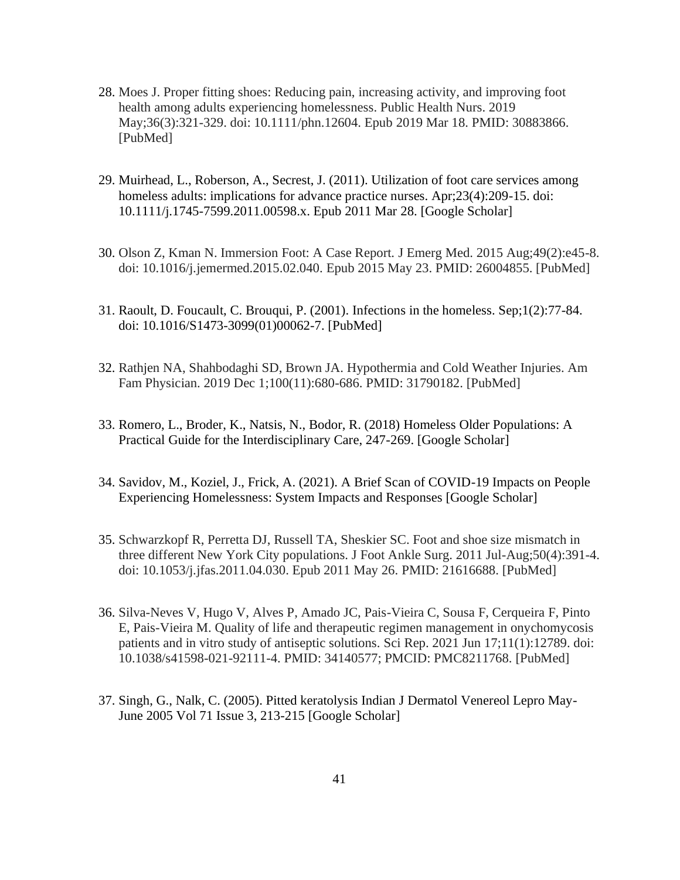28. Moes J. Proper fitting shoes: Reducing pain, increasing activity, and improving foot health among adults experiencing homelessness. Public Health Nurs. 2019 May;36(3):321-329. doi: 10.1111/phn.12604. Epub 2019 Mar 18. PMID: 30883866. [PubMed]

29. Muirhead, L., Roberson, A., Secrest, J. (2011). Utilization of foot care services among homeless adults: implications for advance practice nurses. Apr;23(4):209-15. doi: 10.1111/j.1745-7599.2011.00598.x. Epub 2011 Mar 28. [Google Scholar]

30. Olson Z, Kman N. Immersion Foot: A Case Report. J Emerg Med. 2015 Aug;49(2):e45-8. doi: 10.1016/j.jemermed.2015.02.040. Epub 2015 May 23. PMID: 26004855. [PubMed]

31. Raoult, D. Foucault, C. Brouqui, P. (2001). Infections in the homeless. Sep;1(2):77-84. doi: 10.1016/S1473-3099(01)00062-7. [PubMed]

32. Rathjen NA, Shahbodaghi SD, Brown JA. Hypothermia and Cold Weather Injuries. Am Fam Physician. 2019 Dec 1;100(11):680-686. PMID: 31790182. [PubMed]

33. Romero, L., Broder, K., Natsis, N., Bodor, R. (2018) Homeless Older Populations: A Practical Guide for the Interdisciplinary Care, 247-269. [Google Scholar]

34. Savidov, M., Koziel, J., Frick, A. (2021). A Brief Scan of COVID-19 Impacts on People Experiencing Homelessness: System Impacts and Responses [Google Scholar]

35. Schwarzkopf R, Perretta DJ, Russell TA, Sheskier SC. Foot and shoe size mismatch in three different New York City populations. J Foot Ankle Surg. 2011 Jul-Aug;50(4):391-4. doi: 10.1053/j.jfas.2011.04.030. Epub 2011 May 26. PMID: 21616688. [PubMed]

36. Silva-Neves V, Hugo V, Alves P, Amado JC, Pais-Vieira C, Sousa F, Cerqueira F, Pinto E, Pais-Vieira M. Quality of life and therapeutic regimen management in onychomycosis patients and in vitro study of antiseptic solutions. Sci Rep. 2021 Jun 17;11(1):12789. doi: 10.1038/s41598-021-92111-4. PMID: 34140577; PMCID: PMC8211768. [PubMed]

37. Singh, G., Nalk, C. (2005). Pitted keratolysis Indian J Dermatol Venereol Lepro May-June 2005 Vol 71 Issue 3, 213-215 [Google Scholar]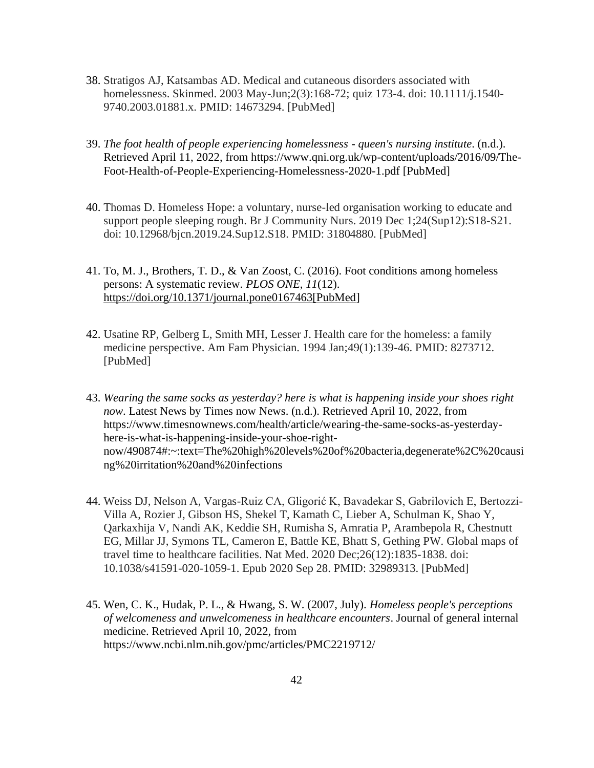38. Stratigos AJ, Katsambas AD. Medical and cutaneous disorders associated with homelessness. Skinmed. 2003 May-Jun;2(3):168-72; quiz 173-4. doi: 10.1111/j.1540-9740.2003.01881.x. PMID: 14673294. [PubMed]

39. *The foot health of people experiencing homelessness - queen's nursing institute*. (n.d.). Retrieved April 11, 2022, from https://www.qni.org.uk/wp-content/uploads/2016/09/The-Foot-Health-of-People-Experiencing-Homelessness-2020-1.pdf [PubMed]

40. Thomas D. Homeless Hope: a voluntary, nurse-led organisation working to educate and support people sleeping rough. Br J Community Nurs. 2019 Dec 1;24(Sup12):S18-S21. doi: 10.12968/bjcn.2019.24.Sup12.S18. PMID: 31804880. [PubMed]

41. To, M. J., Brothers, T. D., & Van Zoost, C. (2016). Foot conditions among homeless persons: A systematic review. *PLOS ONE*, *11*(12). https://doi.org/10.1371/journal.pone0167463[PubMed]

42. Usatine RP, Gelberg L, Smith MH, Lesser J. Health care for the homeless: a family medicine perspective. Am Fam Physician. 1994 Jan;49(1):139-46. PMID: 8273712. [PubMed]

43. *Wearing the same socks as yesterday? here is what is happening inside your shoes right now*. Latest News by Times now News. (n.d.). Retrieved April 10, 2022, from https://www.timesnownews.com/health/article/wearing-the-same-socks-as-yesterday-here-is-what-is-happening-inside-your-shoe-right-now/490874#:~:text=The%20high%20levels%20of%20bacteria,degenerate%2C%20causing%20irritation%20and%20infections

44. Weiss DJ, Nelson A, Vargas-Ruiz CA, Gligorić K, Bavadekar S, Gabrilovich E, Bertozzi-Villa A, Rozier J, Gibson HS, Shekel T, Kamath C, Lieber A, Schulman K, Shao Y, Qarkaxhija V, Nandi AK, Keddie SH, Rumisha S, Amratia P, Arambepola R, Chestnutt EG, Millar JJ, Symons TL, Cameron E, Battle KE, Bhatt S, Gething PW. Global maps of travel time to healthcare facilities. Nat Med. 2020 Dec;26(12):1835-1838. doi: 10.1038/s41591-020-1059-1. Epub 2020 Sep 28. PMID: 32989313. [PubMed]

45. Wen, C. K., Hudak, P. L., & Hwang, S. W. (2007, July). *Homeless people's perceptions of welcomeness and unwelcomeness in healthcare encounters*. Journal of general internal medicine. Retrieved April 10, 2022, from https://www.ncbi.nlm.nih.gov/pmc/articles/PMC2219712/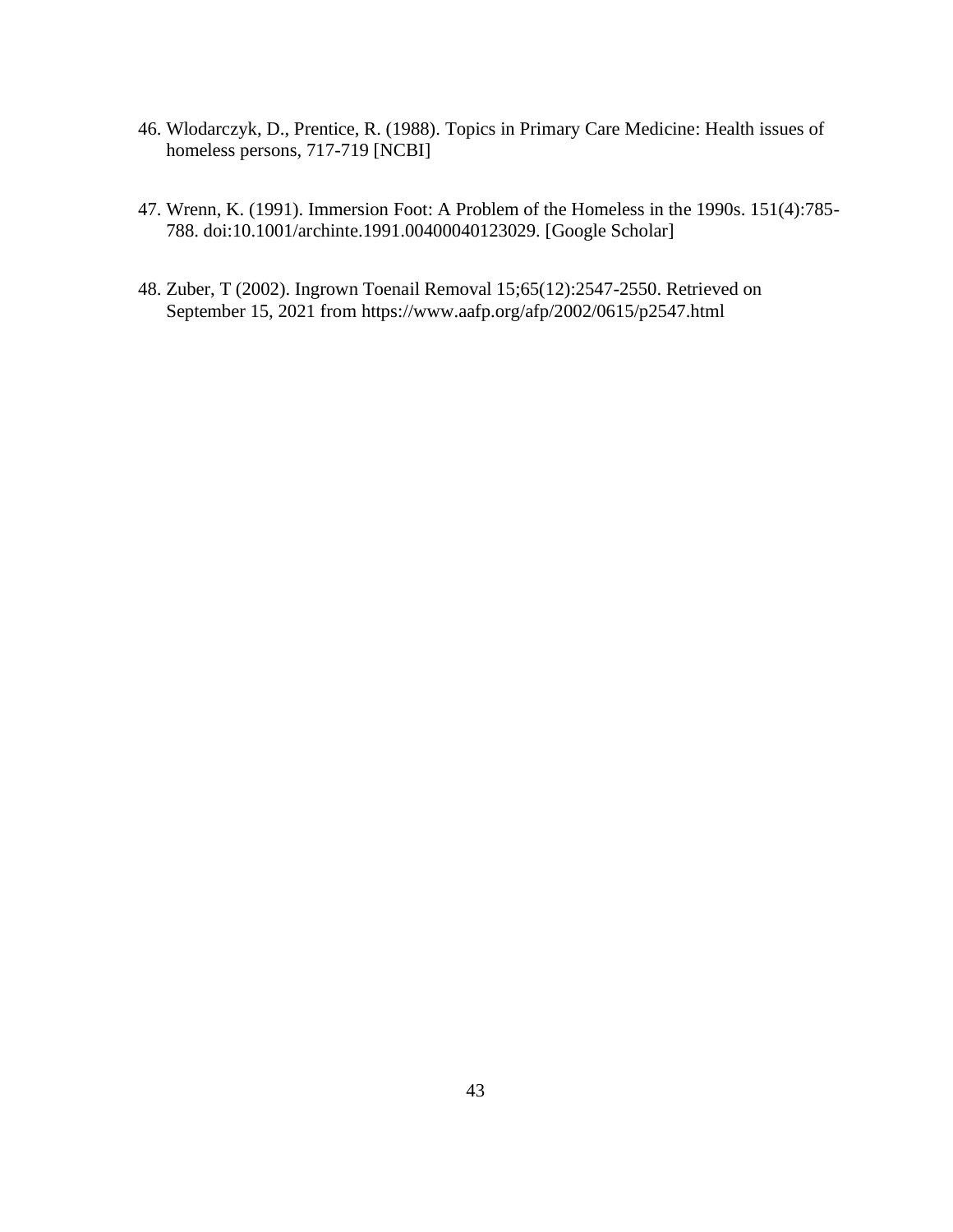46. Wlodarczyk, D., Prentice, R. (1988). Topics in Primary Care Medicine: Health issues of homeless persons, 717-719 [NCBI]

47. Wrenn, K. (1991). Immersion Foot: A Problem of the Homeless in the 1990s. 151(4):785-788. doi:10.1001/archinte.1991.00400040123029. [Google Scholar]

48. Zuber, T (2002). Ingrown Toenail Removal 15;65(12):2547-2550. Retrieved on September 15, 2021 from https://www.aafp.org/afp/2002/0615/p2547.html